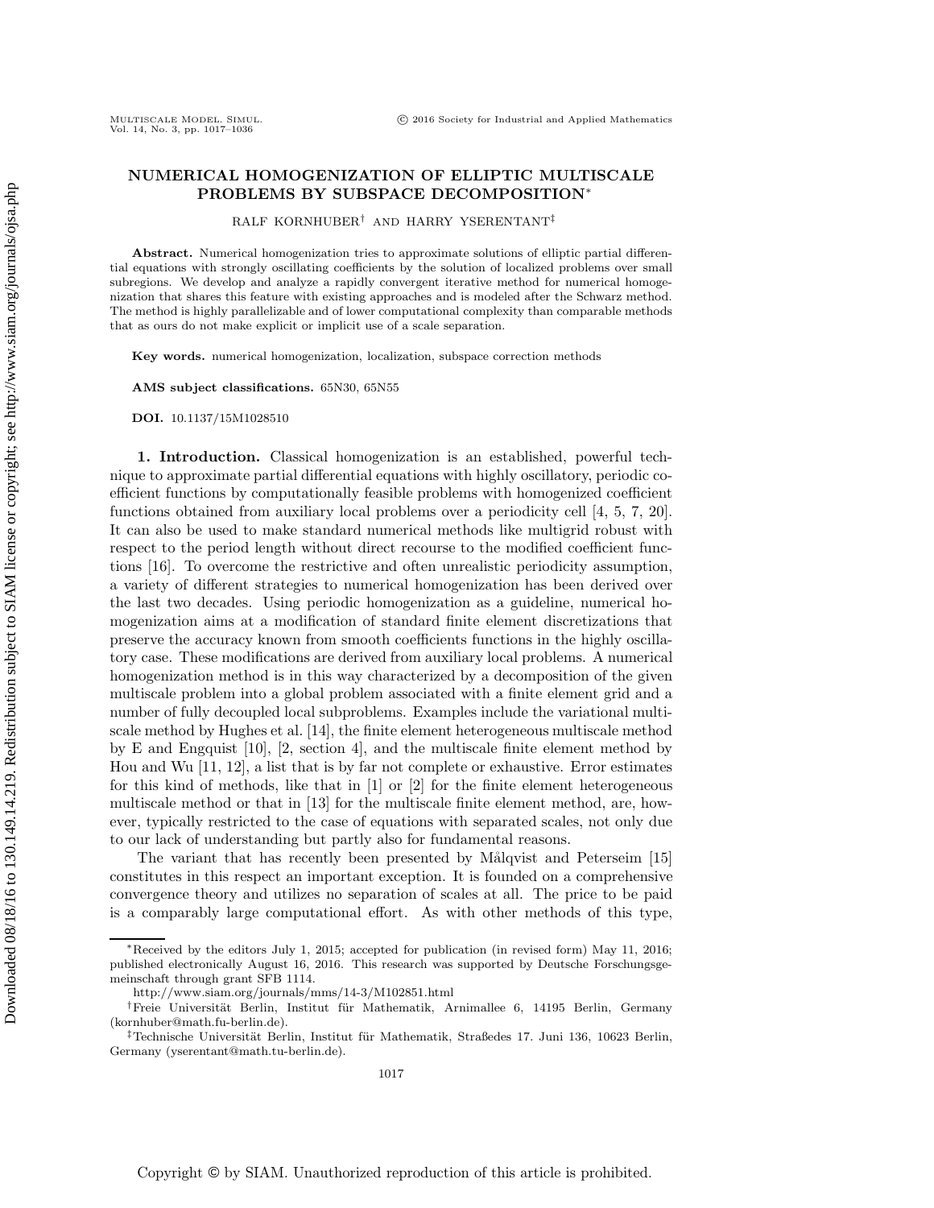# NUMERICAL HOMOGENIZATION OF ELLIPTIC MULTISCALE PROBLEMS BY SUBSPACE DECOMPOSITION*

RALF KORNHUBER[†] AND HARRY YSERENTANT[‡]

**Abstract.** Numerical homogenization tries to approximate solutions of elliptic partial differential equations with strongly oscillating coefficients by the solution of localized problems over small subregions. We develop and analyze a rapidly convergent iterative method for numerical homogenization that shares this feature with existing approaches and is modeled after the Schwarz method. The method is highly parallelizable and of lower computational complexity than comparable methods that as ours do not make explicit or implicit use of a scale separation.

**Key words.** numerical homogenization, localization, subspace correction methods

**AMS subject classifications.** 65N30, 65N55

**DOI.** 10.1137/15M1028510

**1. Introduction.** Classical homogenization is an established, powerful technique to approximate partial differential equations with highly oscillatory, periodic coefficient functions by computationally feasible problems with homogenized coefficient functions obtained from auxiliary local problems over a periodicity cell [4, 5, 7, 20]. It can also be used to make standard numerical methods like multigrid robust with respect to the period length without direct recourse to the modified coefficient functions [16]. To overcome the restrictive and often unrealistic periodicity assumption, a variety of different strategies to numerical homogenization has been derived over the last two decades. Using periodic homogenization as a guideline, numerical homogenization aims at a modification of standard finite element discretizations that preserve the accuracy known from smooth coefficients functions in the highly oscillatory case. These modifications are derived from auxiliary local problems. A numerical homogenization method is in this way characterized by a decomposition of the given multiscale problem into a global problem associated with a finite element grid and a number of fully decoupled local subproblems. Examples include the variational multiscale method by Hughes et al. [14], the finite element heterogeneous multiscale method by E and Engquist [10], [2, section 4], and the multiscale finite element method by Hou and Wu [11, 12], a list that is by far not complete or exhaustive. Error estimates for this kind of methods, like that in [1] or [2] for the finite element heterogeneous multiscale method or that in [13] for the multiscale finite element method, are, however, typically restricted to the case of equations with separated scales, not only due to our lack of understanding but partly also for fundamental reasons.

The variant that has recently been presented by Målqvist and Peterseim [15] constitutes in this respect an important exception. It is founded on a comprehensive convergence theory and utilizes no separation of scales at all. The price to be paid is a comparably large computational effort. As with other methods of this type,

---

*Received by the editors July 1, 2015; accepted for publication (in revised form) May 11, 2016; published electronically August 16, 2016. This research was supported by Deutsche Forschungsgemeinschaft through grant SFB 1114.

http://www.siam.org/journals/mms/14-3/M102851.html

[†]Freie Universität Berlin, Institut für Mathematik, Arnimallee 6, 14195 Berlin, Germany (kornhuber@math.fu-berlin.de).

[‡]Technische Universität Berlin, Institut für Mathematik, Straßedes 17. Juni 136, 10623 Berlin, Germany (yserentant@math.tu-berlin.de).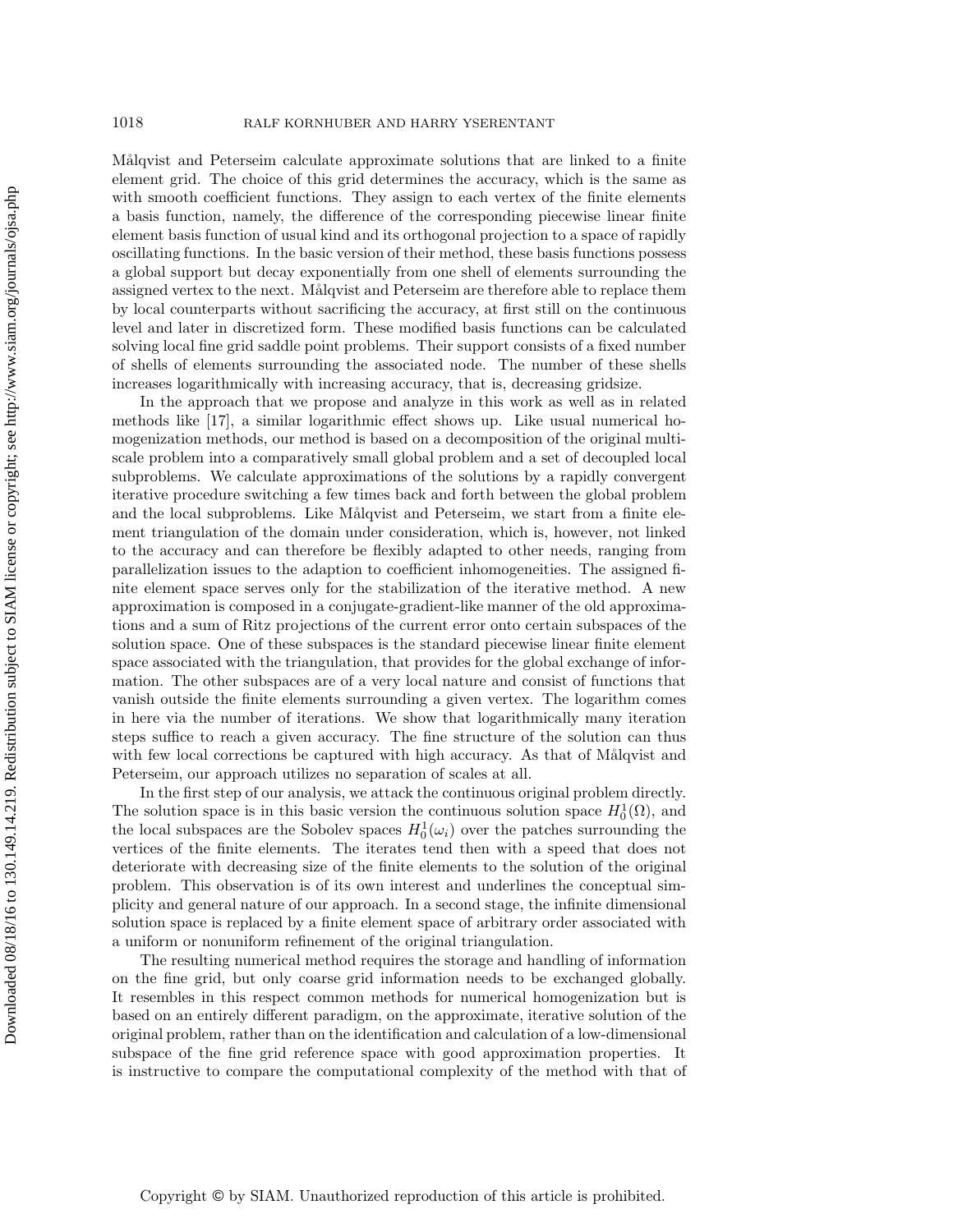Målqvist and Peterseim calculate approximate solutions that are linked to a finite element grid. The choice of this grid determines the accuracy, which is the same as with smooth coefficient functions. They assign to each vertex of the finite elements a basis function, namely, the difference of the corresponding piecewise linear finite element basis function of usual kind and its orthogonal projection to a space of rapidly oscillating functions. In the basic version of their method, these basis functions possess a global support but decay exponentially from one shell of elements surrounding the assigned vertex to the next. Målqvist and Peterseim are therefore able to replace them by local counterparts without sacrificing the accuracy, at first still on the continuous level and later in discretized form. These modified basis functions can be calculated solving local fine grid saddle point problems. Their support consists of a fixed number of shells of elements surrounding the associated node. The number of these shells increases logarithmically with increasing accuracy, that is, decreasing gridsize.

In the approach that we propose and analyze in this work as well as in related methods like [17], a similar logarithmic effect shows up. Like usual numerical homogenization methods, our method is based on a decomposition of the original multiscale problem into a comparatively small global problem and a set of decoupled local subproblems. We calculate approximations of the solutions by a rapidly convergent iterative procedure switching a few times back and forth between the global problem and the local subproblems. Like Målqvist and Peterseim, we start from a finite element triangulation of the domain under consideration, which is, however, not linked to the accuracy and can therefore be flexibly adapted to other needs, ranging from parallelization issues to the adaption to coefficient inhomogeneities. The assigned finite element space serves only for the stabilization of the iterative method. A new approximation is composed in a conjugate-gradient-like manner of the old approximations and a sum of Ritz projections of the current error onto certain subspaces of the solution space. One of these subspaces is the standard piecewise linear finite element space associated with the triangulation, that provides for the global exchange of information. The other subspaces are of a very local nature and consist of functions that vanish outside the finite elements surrounding a given vertex. The logarithm comes in here via the number of iterations. We show that logarithmically many iteration steps suffice to reach a given accuracy. The fine structure of the solution can thus with few local corrections be captured with high accuracy. As that of Målqvist and Peterseim, our approach utilizes no separation of scales at all.

In the first step of our analysis, we attack the continuous original problem directly. The solution space is in this basic version the continuous solution space $H_0^1(\Omega)$, and the local subspaces are the Sobolev spaces $H_0^1(\omega_i)$ over the patches surrounding the vertices of the finite elements. The iterates tend then with a speed that does not deteriorate with decreasing size of the finite elements to the solution of the original problem. This observation is of its own interest and underlines the conceptual simplicity and general nature of our approach. In a second stage, the infinite dimensional solution space is replaced by a finite element space of arbitrary order associated with a uniform or nonuniform refinement of the original triangulation.

The resulting numerical method requires the storage and handling of information on the fine grid, but only coarse grid information needs to be exchanged globally. It resembles in this respect common methods for numerical homogenization but is based on an entirely different paradigm, on the approximate, iterative solution of the original problem, rather than on the identification and calculation of a low-dimensional subspace of the fine grid reference space with good approximation properties. It is instructive to compare the computational complexity of the method with that of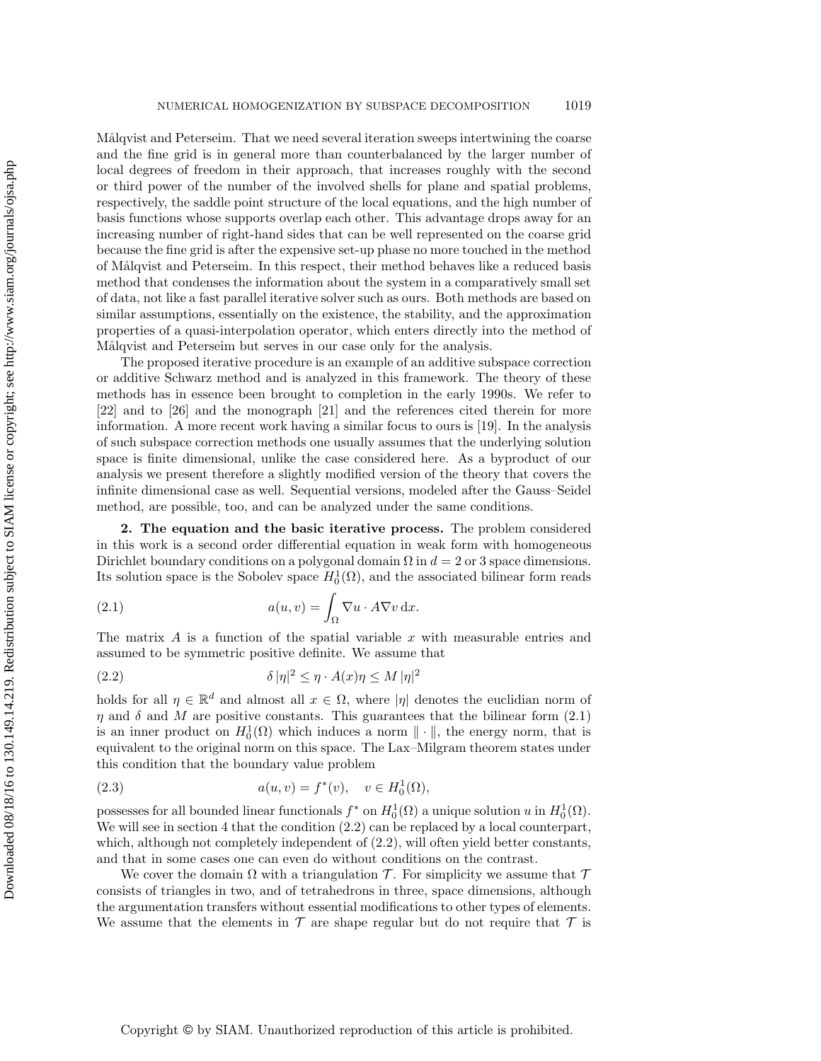Målqvist and Peterseim. That we need several iteration sweeps intertwining the coarse and the fine grid is in general more than counterbalanced by the larger number of local degrees of freedom in their approach, that increases roughly with the second or third power of the number of the involved shells for plane and spatial problems, respectively, the saddle point structure of the local equations, and the high number of basis functions whose supports overlap each other. This advantage drops away for an increasing number of right-hand sides that can be well represented on the coarse grid because the fine grid is after the expensive set-up phase no more touched in the method of Målqvist and Peterseim. In this respect, their method behaves like a reduced basis method that condenses the information about the system in a comparatively small set of data, not like a fast parallel iterative solver such as ours. Both methods are based on similar assumptions, essentially on the existence, the stability, and the approximation properties of a quasi-interpolation operator, which enters directly into the method of Målqvist and Peterseim but serves in our case only for the analysis.

The proposed iterative procedure is an example of an additive subspace correction or additive Schwarz method and is analyzed in this framework. The theory of these methods has in essence been brought to completion in the early 1990s. We refer to [22] and to [26] and the monograph [21] and the references cited therein for more information. A more recent work having a similar focus to ours is [19]. In the analysis of such subspace correction methods one usually assumes that the underlying solution space is finite dimensional, unlike the case considered here. As a byproduct of our analysis we present therefore a slightly modified version of the theory that covers the infinite dimensional case as well. Sequential versions, modeled after the Gauss–Seidel method, are possible, too, and can be analyzed under the same conditions.

## 2. The equation and the basic iterative process.

The problem considered in this work is a second order differential equation in weak form with homogeneous Dirichlet boundary conditions on a polygonal domain $\Omega$ in $d = 2$ or $3$ space dimensions. Its solution space is the Sobolev space $H_0^1(\Omega)$, and the associated bilinear form reads

$$a(u, v) = \int_\Omega \nabla u \cdot A \nabla v \, \mathrm{d}x. \tag{2.1}$$

The matrix $A$ is a function of the spatial variable $x$ with measurable entries and assumed to be symmetric positive definite. We assume that

$$\delta \, |\eta|^2 \leq \eta \cdot A(x)\eta \leq M \, |\eta|^2 \tag{2.2}$$

holds for all $\eta \in \mathbb{R}^d$ and almost all $x \in \Omega$, where $|\eta|$ denotes the euclidian norm of $\eta$ and $\delta$ and $M$ are positive constants. This guarantees that the bilinear form (2.1) is an inner product on $H_0^1(\Omega)$ which induces a norm $\| \cdot \|$, the energy norm, that is equivalent to the original norm on this space. The Lax–Milgram theorem states under this condition that the boundary value problem

$$a(u, v) = f^*(v), \quad v \in H_0^1(\Omega), \tag{2.3}$$

possesses for all bounded linear functionals $f^*$ on $H_0^1(\Omega)$ a unique solution $u$ in $H_0^1(\Omega)$. We will see in section 4 that the condition (2.2) can be replaced by a local counterpart, which, although not completely independent of (2.2), will often yield better constants, and that in some cases one can even do without conditions on the contrast.

We cover the domain $\Omega$ with a triangulation $\mathcal{T}$. For simplicity we assume that $\mathcal{T}$ consists of triangles in two, and of tetrahedrons in three, space dimensions, although the argumentation transfers without essential modifications to other types of elements. We assume that the elements in $\mathcal{T}$ are shape regular but do not require that $\mathcal{T}$ is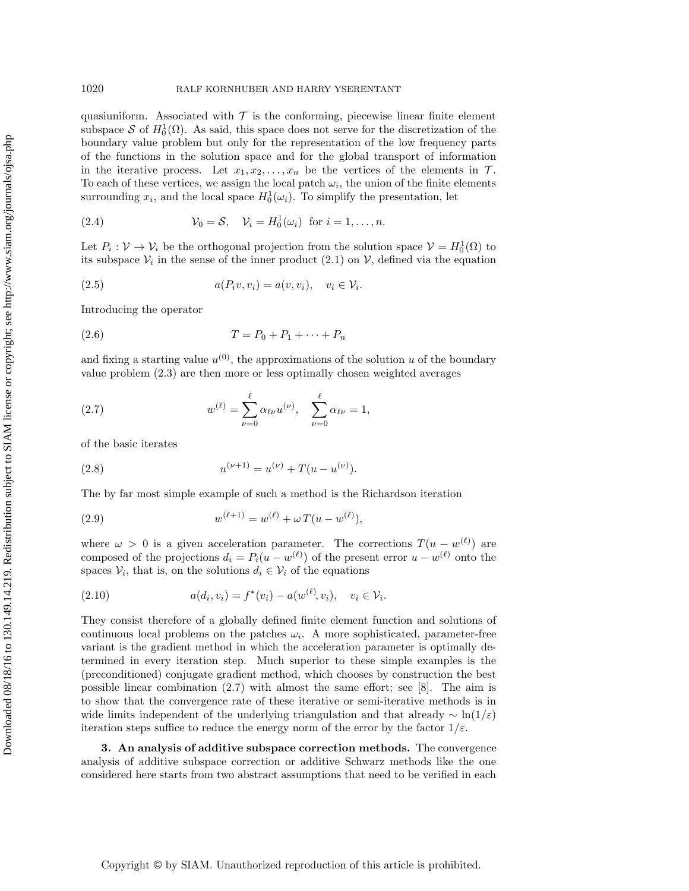quasiuniform. Associated with $\mathcal{T}$ is the conforming, piecewise linear finite element subspace $\mathcal{S}$ of $H_0^1(\Omega)$. As said, this space does not serve for the discretization of the boundary value problem but only for the representation of the low frequency parts of the functions in the solution space and for the global transport of information in the iterative process. Let $x_1, x_2, \ldots, x_n$ be the vertices of the elements in $\mathcal{T}$. To each of these vertices, we assign the local patch $\omega_i$, the union of the finite elements surrounding $x_i$, and the local space $H_0^1(\omega_i)$. To simplify the presentation, let

$$\mathcal{V}_0 = \mathcal{S}, \quad \mathcal{V}_i = H_0^1(\omega_i) \text{ for } i = 1, \ldots, n. \tag{2.4}$$

Let $P_i : \mathcal{V} \to \mathcal{V}_i$ be the orthogonal projection from the solution space $\mathcal{V} = H_0^1(\Omega)$ to its subspace $\mathcal{V}_i$ in the sense of the inner product (2.1) on $\mathcal{V}$, defined via the equation

$$a(P_i v, v_i) = a(v, v_i), \quad v_i \in \mathcal{V}_i. \tag{2.5}$$

Introducing the operator

$$T = P_0 + P_1 + \cdots + P_n \tag{2.6}$$

and fixing a starting value $u^{(0)}$, the approximations of the solution $u$ of the boundary value problem (2.3) are then more or less optimally chosen weighted averages

$$w^{(\ell)} = \sum_{\nu=0}^{\ell} \alpha_{\ell\nu} u^{(\nu)}, \quad \sum_{\nu=0}^{\ell} \alpha_{\ell\nu} = 1, \tag{2.7}$$

of the basic iterates

$$u^{(\nu+1)} = u^{(\nu)} + T(u - u^{(\nu)}). \tag{2.8}$$

The by far most simple example of such a method is the Richardson iteration

$$w^{(\ell+1)} = w^{(\ell)} + \omega\, T(u - w^{(\ell)}), \tag{2.9}$$

where $\omega > 0$ is a given acceleration parameter. The corrections $T(u - w^{(\ell)})$ are composed of the projections $d_i = P_i(u - w^{(\ell)})$ of the present error $u - w^{(\ell)}$ onto the spaces $\mathcal{V}_i$, that is, on the solutions $d_i \in \mathcal{V}_i$ of the equations

$$a(d_i, v_i) = f^*(v_i) - a(w^{(\ell)}, v_i), \quad v_i \in \mathcal{V}_i. \tag{2.10}$$

They consist therefore of a globally defined finite element function and solutions of continuous local problems on the patches $\omega_i$. A more sophisticated, parameter-free variant is the gradient method in which the acceleration parameter is optimally determined in every iteration step. Much superior to these simple examples is the (preconditioned) conjugate gradient method, which chooses by construction the best possible linear combination (2.7) with almost the same effort; see [8]. The aim is to show that the convergence rate of these iterative or semi-iterative methods is in wide limits independent of the underlying triangulation and that already $\sim \ln(1/\varepsilon)$ iteration steps suffice to reduce the energy norm of the error by the factor $1/\varepsilon$.

**3. An analysis of additive subspace correction methods.** The convergence analysis of additive subspace correction or additive Schwarz methods like the one considered here starts from two abstract assumptions that need to be verified in each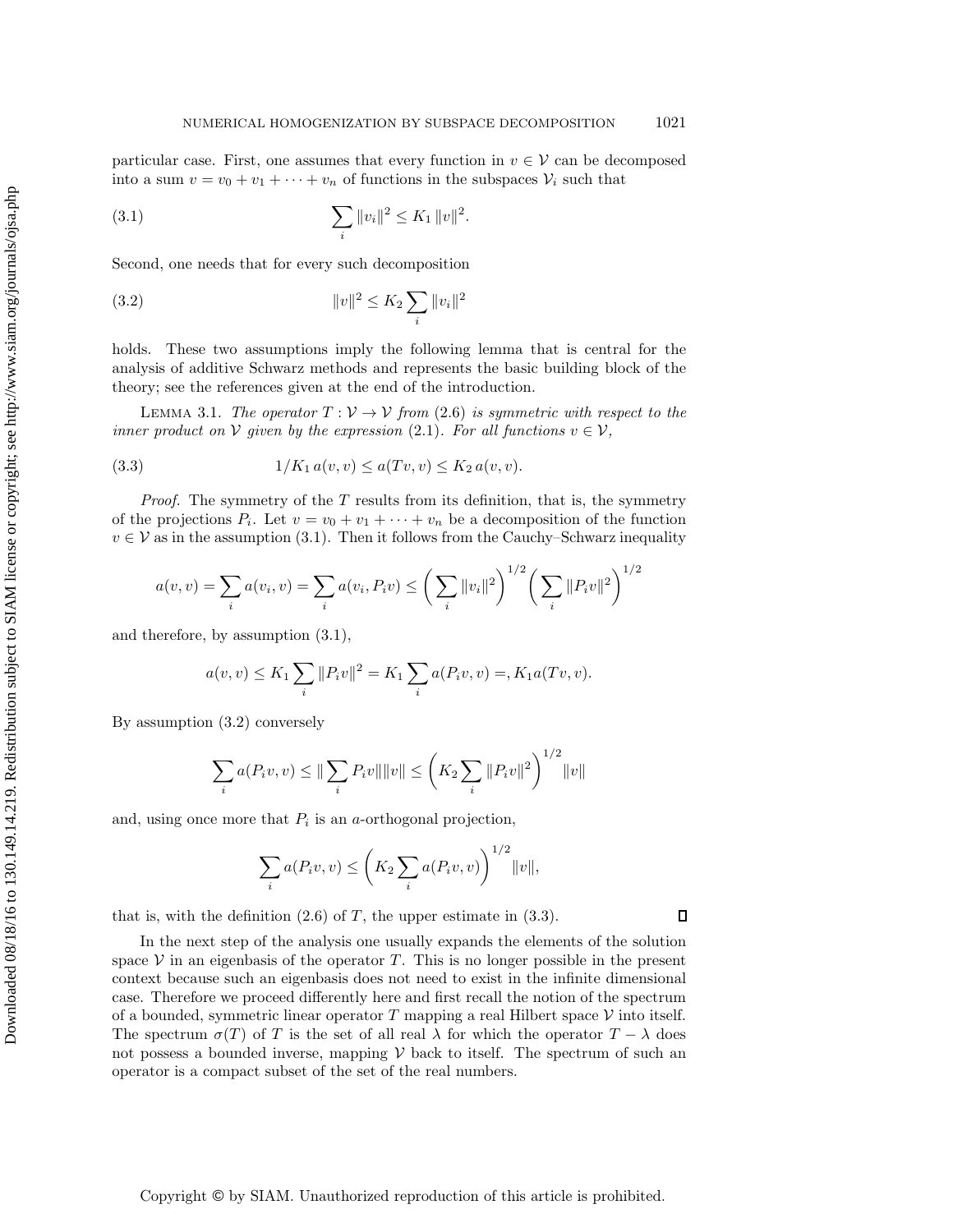particular case. First, one assumes that every function in $v \in \mathcal{V}$ can be decomposed into a sum $v = v_0 + v_1 + \cdots + v_n$ of functions in the subspaces $\mathcal{V}_i$ such that

$$\sum_i \|v_i\|^2 \leq K_1 \|v\|^2. \tag{3.1}$$

Second, one needs that for every such decomposition

$$\|v\|^2 \leq K_2 \sum_i \|v_i\|^2 \tag{3.2}$$

holds. These two assumptions imply the following lemma that is central for the analysis of additive Schwarz methods and represents the basic building block of the theory; see the references given at the end of the introduction.

LEMMA 3.1. *The operator $T : \mathcal{V} \to \mathcal{V}$ from* (2.6) *is symmetric with respect to the inner product on $\mathcal{V}$ given by the expression* (2.1). *For all functions $v \in \mathcal{V}$,*

$$1/K_1 \, a(v,v) \leq a(Tv, v) \leq K_2 \, a(v,v). \tag{3.3}$$

*Proof.* The symmetry of the $T$ results from its definition, that is, the symmetry of the projections $P_i$. Let $v = v_0 + v_1 + \cdots + v_n$ be a decomposition of the function $v \in \mathcal{V}$ as in the assumption (3.1). Then it follows from the Cauchy–Schwarz inequality

$$a(v,v) = \sum_i a(v_i, v) = \sum_i a(v_i, P_i v) \leq \bigg( \sum_i \|v_i\|^2 \bigg)^{1/2} \bigg( \sum_i \|P_i v\|^2 \bigg)^{1/2}$$

and therefore, by assumption (3.1),

$$a(v,v) \leq K_1 \sum_i \|P_i v\|^2 = K_1 \sum_i a(P_i v, v) =, K_1 a(Tv, v).$$

By assumption (3.2) conversely

$$\sum_i a(P_i v, v) \leq \| \sum_i P_i v \| \|v\| \leq \bigg( K_2 \sum_i \|P_i v\|^2 \bigg)^{1/2} \|v\|$$

and, using once more that $P_i$ is an $a$-orthogonal projection,

$$\sum_i a(P_i v, v) \leq \bigg( K_2 \sum_i a(P_i v, v) \bigg)^{1/2} \|v\|,$$

that is, with the definition (2.6) of $T$, the upper estimate in (3.3). ◻

In the next step of the analysis one usually expands the elements of the solution space $\mathcal{V}$ in an eigenbasis of the operator $T$. This is no longer possible in the present context because such an eigenbasis does not need to exist in the infinite dimensional case. Therefore we proceed differently here and first recall the notion of the spectrum of a bounded, symmetric linear operator $T$ mapping a real Hilbert space $\mathcal{V}$ into itself. The spectrum $\sigma(T)$ of $T$ is the set of all real $\lambda$ for which the operator $T - \lambda$ does not possess a bounded inverse, mapping $\mathcal{V}$ back to itself. The spectrum of such an operator is a compact subset of the set of the real numbers.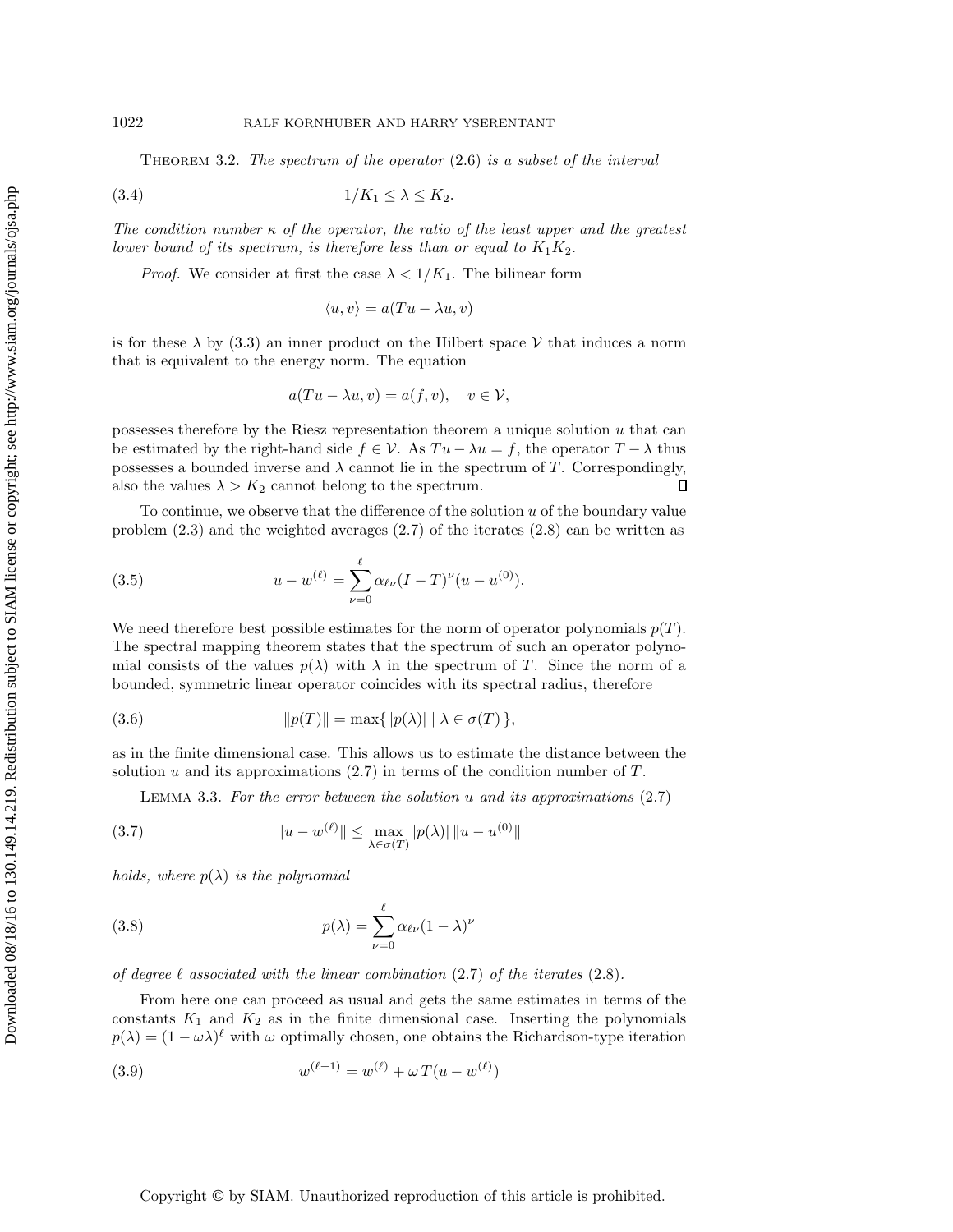**Theorem 3.2.** *The spectrum of the operator* (2.6) *is a subset of the interval*

$$1/K_1 \le \lambda \le K_2. \tag{3.4}$$

*The condition number $\kappa$ of the operator, the ratio of the least upper and the greatest lower bound of its spectrum, is therefore less than or equal to $K_1K_2$.*

*Proof.* We consider at first the case $\lambda < 1/K_1$. The bilinear form

$$\langle u, v\rangle = a(Tu - \lambda u, v)$$

is for these $\lambda$ by (3.3) an inner product on the Hilbert space $\mathcal{V}$ that induces a norm that is equivalent to the energy norm. The equation

$$a(Tu - \lambda u, v) = a(f, v), \quad v \in \mathcal{V},$$

possesses therefore by the Riesz representation theorem a unique solution $u$ that can be estimated by the right-hand side $f \in \mathcal{V}$. As $Tu - \lambda u = f$, the operator $T - \lambda$ thus possesses a bounded inverse and $\lambda$ cannot lie in the spectrum of $T$. Correspondingly, also the values $\lambda > K_2$ cannot belong to the spectrum. ∎

To continue, we observe that the difference of the solution $u$ of the boundary value problem (2.3) and the weighted averages (2.7) of the iterates (2.8) can be written as

$$u - w^{(\ell)} = \sum_{\nu=0}^{\ell} \alpha_{\ell\nu}(I - T)^{\nu}(u - u^{(0)}). \tag{3.5}$$

We need therefore best possible estimates for the norm of operator polynomials $p(T)$. The spectral mapping theorem states that the spectrum of such an operator polynomial consists of the values $p(\lambda)$ with $\lambda$ in the spectrum of $T$. Since the norm of a bounded, symmetric linear operator coincides with its spectral radius, therefore

$$\|p(T)\| = \max\{\, |p(\lambda)| \mid \lambda \in \sigma(T)\,\}, \tag{3.6}$$

as in the finite dimensional case. This allows us to estimate the distance between the solution $u$ and its approximations (2.7) in terms of the condition number of $T$.

**Lemma 3.3.** *For the error between the solution $u$ and its approximations* (2.7)

$$\|u - w^{(\ell)}\| \le \max_{\lambda \in \sigma(T)} |p(\lambda)|\, \|u - u^{(0)}\| \tag{3.7}$$

*holds, where $p(\lambda)$ is the polynomial*

$$p(\lambda) = \sum_{\nu=0}^{\ell} \alpha_{\ell\nu}(1 - \lambda)^{\nu} \tag{3.8}$$

*of degree $\ell$ associated with the linear combination* (2.7) *of the iterates* (2.8).

From here one can proceed as usual and gets the same estimates in terms of the constants $K_1$ and $K_2$ as in the finite dimensional case. Inserting the polynomials $p(\lambda) = (1 - \omega\lambda)^{\ell}$ with $\omega$ optimally chosen, one obtains the Richardson-type iteration

$$w^{(\ell+1)} = w^{(\ell)} + \omega\, T(u - w^{(\ell)}) \tag{3.9}$$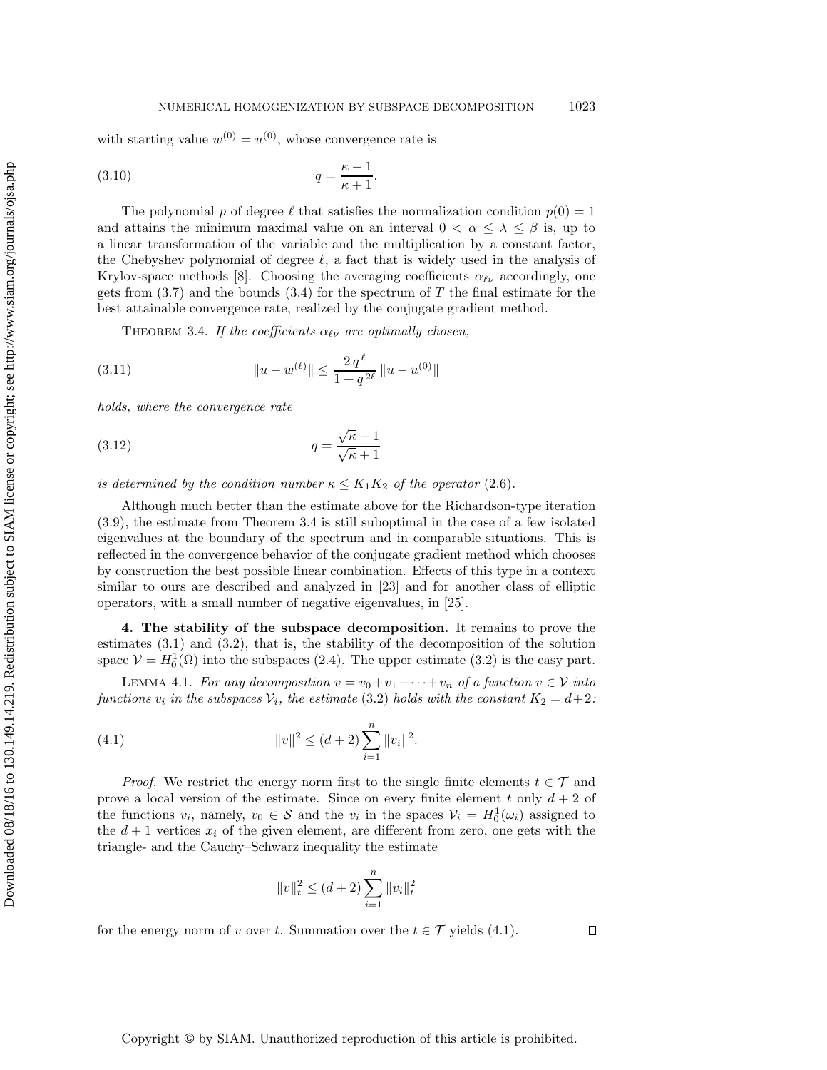with starting value $w^{(0)} = u^{(0)}$, whose convergence rate is

$$q = \frac{\kappa - 1}{\kappa + 1}. \tag{3.10}$$

The polynomial $p$ of degree $\ell$ that satisfies the normalization condition $p(0) = 1$ and attains the minimum maximal value on an interval $0 < \alpha \leq \lambda \leq \beta$ is, up to a linear transformation of the variable and the multiplication by a constant factor, the Chebyshev polynomial of degree $\ell$, a fact that is widely used in the analysis of Krylov-space methods [8]. Choosing the averaging coefficients $\alpha_{\ell\nu}$ accordingly, one gets from (3.7) and the bounds (3.4) for the spectrum of $T$ the final estimate for the best attainable convergence rate, realized by the conjugate gradient method.

THEOREM 3.4. *If the coefficients $\alpha_{\ell\nu}$ are optimally chosen,*

$$\|u - w^{(\ell)}\| \leq \frac{2\, q^{\,\ell}}{1 + q^{\,2\ell}} \, \|u - u^{(0)}\| \tag{3.11}$$

*holds, where the convergence rate*

$$q = \frac{\sqrt{\kappa} - 1}{\sqrt{\kappa} + 1} \tag{3.12}$$

*is determined by the condition number $\kappa \leq K_1 K_2$ of the operator* (2.6).

Although much better than the estimate above for the Richardson-type iteration (3.9), the estimate from Theorem 3.4 is still suboptimal in the case of a few isolated eigenvalues at the boundary of the spectrum and in comparable situations. This is reflected in the convergence behavior of the conjugate gradient method which chooses by construction the best possible linear combination. Effects of this type in a context similar to ours are described and analyzed in [23] and for another class of elliptic operators, with a small number of negative eigenvalues, in [25].

## 4. The stability of the subspace decomposition.

It remains to prove the estimates (3.1) and (3.2), that is, the stability of the decomposition of the solution space $\mathcal{V} = H_0^1(\Omega)$ into the subspaces (2.4). The upper estimate (3.2) is the easy part.

LEMMA 4.1. *For any decomposition $v = v_0 + v_1 + \cdots + v_n$ of a function $v \in \mathcal{V}$ into functions $v_i$ in the subspaces $\mathcal{V}_i$, the estimate* (3.2) *holds with the constant $K_2 = d+2$:*

$$\|v\|^2 \leq (d+2) \sum_{i=1}^{n} \|v_i\|^2. \tag{4.1}$$

*Proof.* We restrict the energy norm first to the single finite elements $t \in \mathcal{T}$ and prove a local version of the estimate. Since on every finite element $t$ only $d+2$ of the functions $v_i$, namely, $v_0 \in \mathcal{S}$ and the $v_i$ in the spaces $\mathcal{V}_i = H_0^1(\omega_i)$ assigned to the $d+1$ vertices $x_i$ of the given element, are different from zero, one gets with the triangle- and the Cauchy–Schwarz inequality the estimate

$$\|v\|_t^2 \leq (d+2) \sum_{i=1}^{n} \|v_i\|_t^2$$

for the energy norm of $v$ over $t$. Summation over the $t \in \mathcal{T}$ yields (4.1). $\square$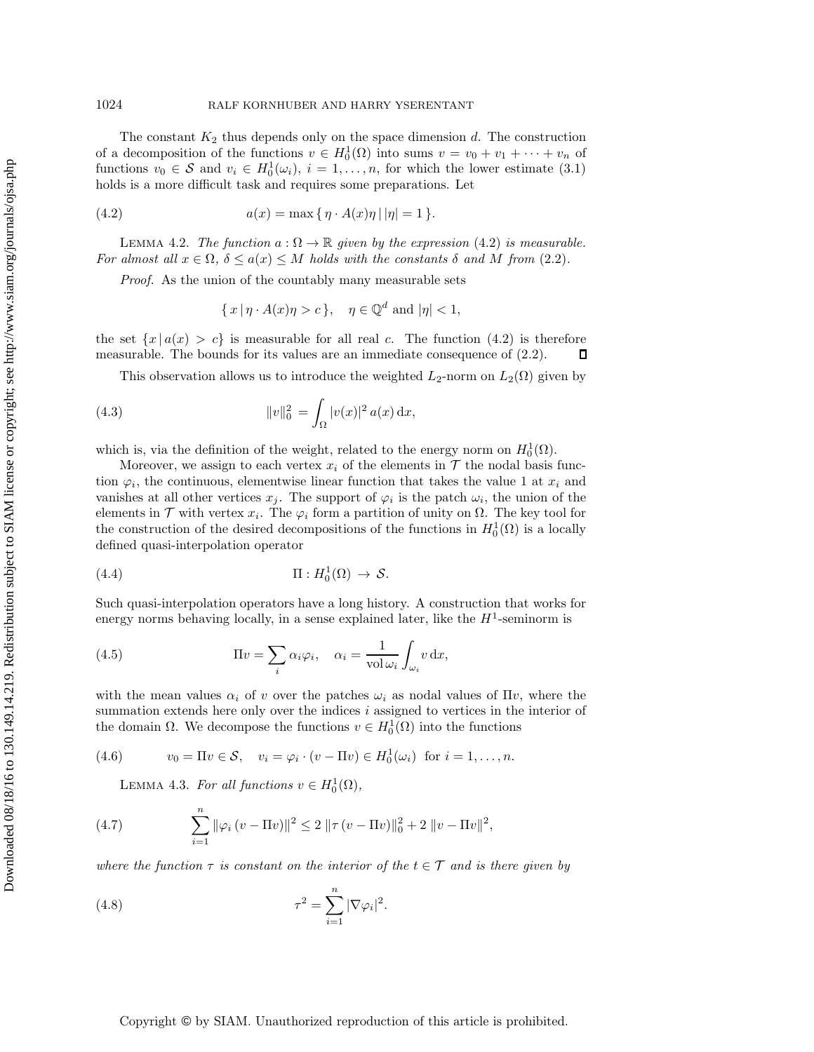The constant $K_2$ thus depends only on the space dimension $d$. The construction of a decomposition of the functions $v \in H_0^1(\Omega)$ into sums $v = v_0 + v_1 + \cdots + v_n$ of functions $v_0 \in \mathcal{S}$ and $v_i \in H_0^1(\omega_i)$, $i = 1, \ldots, n$, for which the lower estimate (3.1) holds is a more difficult task and requires some preparations. Let

$$a(x) = \max \{ \eta \cdot A(x)\eta \,|\, |\eta| = 1 \}. \tag{4.2}$$

**Lemma 4.2.** *The function $a : \Omega \to \mathbb{R}$ given by the expression (4.2) is measurable. For almost all $x \in \Omega$, $\delta \leq a(x) \leq M$ holds with the constants $\delta$ and $M$ from (2.2).*

*Proof.* As the union of the countably many measurable sets

$$\{ x \,|\, \eta \cdot A(x)\eta > c \}, \quad \eta \in \mathbb{Q}^d \text{ and } |\eta| < 1,$$

the set $\{x \,|\, a(x) > c\}$ is measurable for all real $c$. The function (4.2) is therefore measurable. The bounds for its values are an immediate consequence of (2.2). $\square$

This observation allows us to introduce the weighted $L_2$-norm on $L_2(\Omega)$ given by

$$\|v\|_0^2 = \int_\Omega |v(x)|^2 \, a(x) \, \mathrm{d}x, \tag{4.3}$$

which is, via the definition of the weight, related to the energy norm on $H_0^1(\Omega)$.

Moreover, we assign to each vertex $x_i$ of the elements in $\mathcal{T}$ the nodal basis function $\varphi_i$, the continuous, elementwise linear function that takes the value 1 at $x_i$ and vanishes at all other vertices $x_j$. The support of $\varphi_i$ is the patch $\omega_i$, the union of the elements in $\mathcal{T}$ with vertex $x_i$. The $\varphi_i$ form a partition of unity on $\Omega$. The key tool for the construction of the desired decompositions of the functions in $H_0^1(\Omega)$ is a locally defined quasi-interpolation operator

$$\Pi : H_0^1(\Omega) \,\to\, \mathcal{S}. \tag{4.4}$$

Such quasi-interpolation operators have a long history. A construction that works for energy norms behaving locally, in a sense explained later, like the $H^1$-seminorm is

$$\Pi v = \sum_i \alpha_i \varphi_i, \quad \alpha_i = \frac{1}{\operatorname{vol} \omega_i} \int_{\omega_i} v \, \mathrm{d}x, \tag{4.5}$$

with the mean values $\alpha_i$ of $v$ over the patches $\omega_i$ as nodal values of $\Pi v$, where the summation extends here only over the indices $i$ assigned to vertices in the interior of the domain $\Omega$. We decompose the functions $v \in H_0^1(\Omega)$ into the functions

$$v_0 = \Pi v \in \mathcal{S}, \quad v_i = \varphi_i \cdot (v - \Pi v) \in H_0^1(\omega_i) \ \text{ for } i = 1, \ldots, n. \tag{4.6}$$

**Lemma 4.3.** *For all functions $v \in H_0^1(\Omega)$,*

$$\sum_{i=1}^n \|\varphi_i \, (v - \Pi v)\|^2 \leq 2 \, \|\tau \, (v - \Pi v)\|_0^2 + 2 \, \|v - \Pi v\|^2, \tag{4.7}$$

*where the function $\tau$ is constant on the interior of the $t \in \mathcal{T}$ and is there given by*

$$\tau^2 = \sum_{i=1}^n |\nabla \varphi_i|^2. \tag{4.8}$$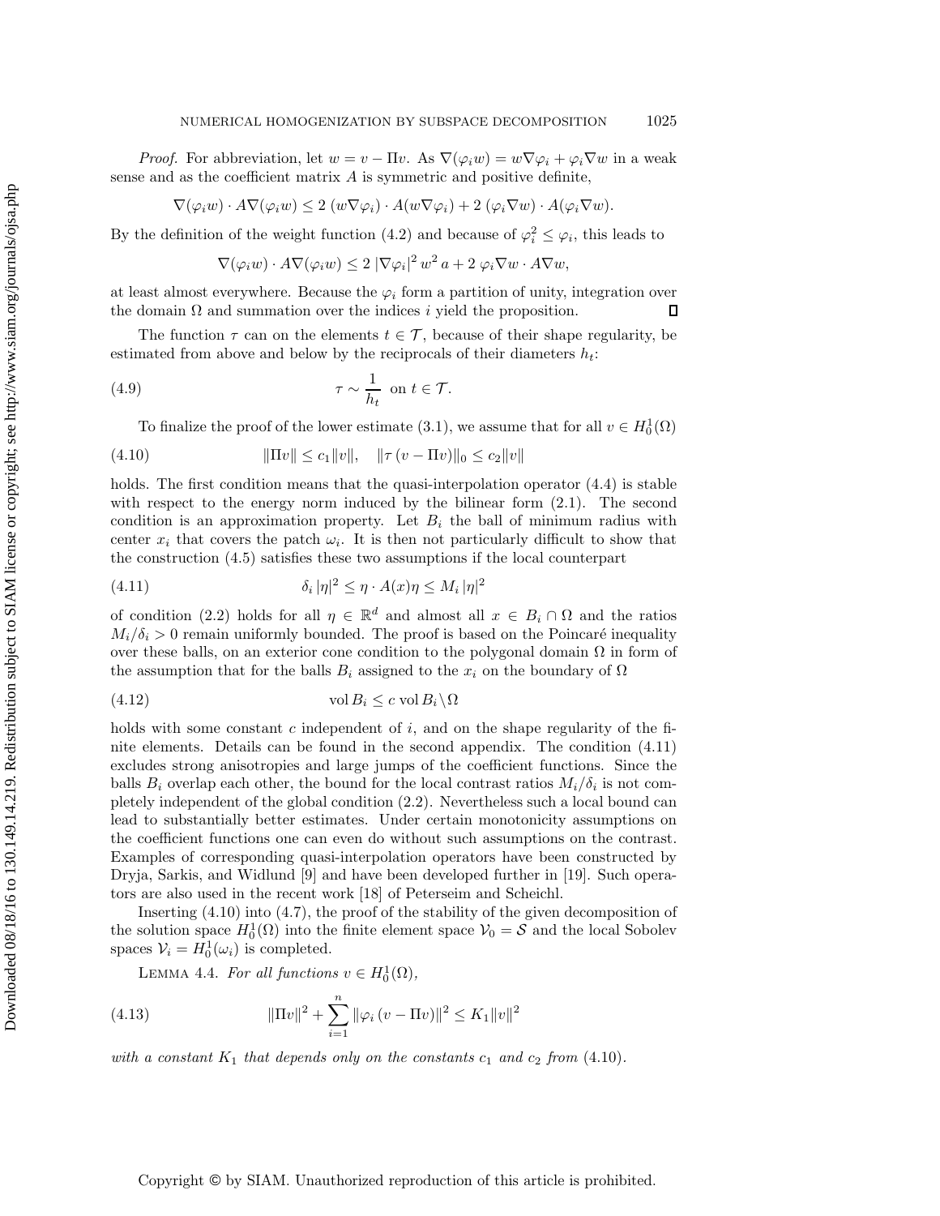*Proof.* For abbreviation, let $w = v - \Pi v$. As $\nabla(\varphi_i w) = w\nabla\varphi_i + \varphi_i \nabla w$ in a weak sense and as the coefficient matrix $A$ is symmetric and positive definite,

$$\nabla(\varphi_i w) \cdot A\nabla(\varphi_i w) \leq 2\,(w\nabla\varphi_i) \cdot A(w\nabla\varphi_i) + 2\,(\varphi_i \nabla w) \cdot A(\varphi_i \nabla w).$$

By the definition of the weight function (4.2) and because of $\varphi_i^2 \leq \varphi_i$, this leads to

$$\nabla(\varphi_i w) \cdot A\nabla(\varphi_i w) \leq 2\,|\nabla\varphi_i|^2\, w^2\, a + 2\,\varphi_i \nabla w \cdot A\nabla w,$$

at least almost everywhere. Because the $\varphi_i$ form a partition of unity, integration over the domain $\Omega$ and summation over the indices $i$ yield the proposition. ∎

The function $\tau$ can on the elements $t \in \mathcal{T}$, because of their shape regularity, be estimated from above and below by the reciprocals of their diameters $h_t$:

$$\tau \sim \frac{1}{h_t} \;\text{ on } t \in \mathcal{T}. \tag{4.9}$$

To finalize the proof of the lower estimate (3.1), we assume that for all $v \in H_0^1(\Omega)$

$$\|\Pi v\| \leq c_1 \|v\|, \quad \|\tau\,(v - \Pi v)\|_0 \leq c_2 \|v\| \tag{4.10}$$

holds. The first condition means that the quasi-interpolation operator (4.4) is stable with respect to the energy norm induced by the bilinear form (2.1). The second condition is an approximation property. Let $B_i$ the ball of minimum radius with center $x_i$ that covers the patch $\omega_i$. It is then not particularly difficult to show that the construction (4.5) satisfies these two assumptions if the local counterpart

$$\delta_i\,|\eta|^2 \leq \eta \cdot A(x)\eta \leq M_i\,|\eta|^2 \tag{4.11}$$

of condition (2.2) holds for all $\eta \in \mathbb{R}^d$ and almost all $x \in B_i \cap \Omega$ and the ratios $M_i/\delta_i > 0$ remain uniformly bounded. The proof is based on the Poincaré inequality over these balls, on an exterior cone condition to the polygonal domain $\Omega$ in form of the assumption that for the balls $B_i$ assigned to the $x_i$ on the boundary of $\Omega$

$$\operatorname{vol} B_i \leq c \operatorname{vol} B_i \backslash \Omega \tag{4.12}$$

holds with some constant $c$ independent of $i$, and on the shape regularity of the finite elements. Details can be found in the second appendix. The condition (4.11) excludes strong anisotropies and large jumps of the coefficient functions. Since the balls $B_i$ overlap each other, the bound for the local contrast ratios $M_i/\delta_i$ is not completely independent of the global condition (2.2). Nevertheless such a local bound can lead to substantially better estimates. Under certain monotonicity assumptions on the coefficient functions one can even do without such assumptions on the contrast. Examples of corresponding quasi-interpolation operators have been constructed by Dryja, Sarkis, and Widlund [9] and have been developed further in [19]. Such operators are also used in the recent work [18] of Peterseim and Scheichl.

Inserting (4.10) into (4.7), the proof of the stability of the given decomposition of the solution space $H_0^1(\Omega)$ into the finite element space $\mathcal{V}_0 = \mathcal{S}$ and the local Sobolev spaces $\mathcal{V}_i = H_0^1(\omega_i)$ is completed.

Lemma 4.4. *For all functions $v \in H_0^1(\Omega)$,*

$$\|\Pi v\|^2 + \sum_{i=1}^{n} \|\varphi_i\,(v - \Pi v)\|^2 \leq K_1 \|v\|^2 \tag{4.13}$$

*with a constant $K_1$ that depends only on the constants $c_1$ and $c_2$ from* (4.10).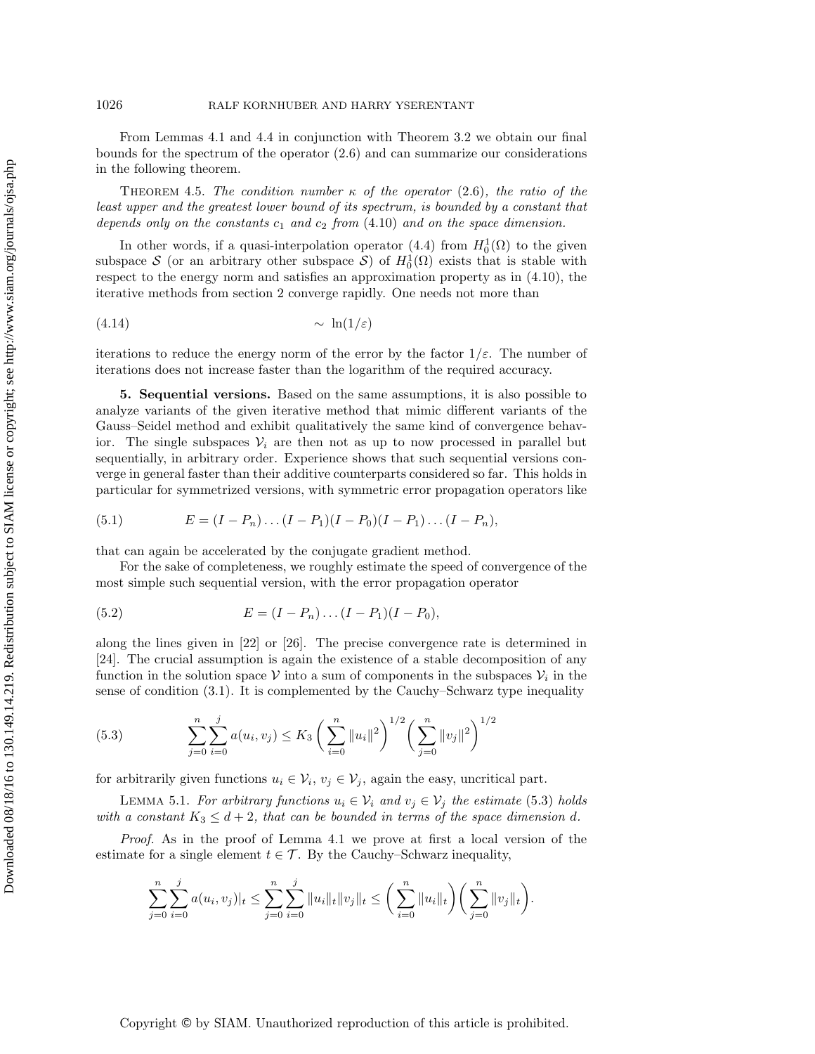From Lemmas 4.1 and 4.4 in conjunction with Theorem 3.2 we obtain our final bounds for the spectrum of the operator (2.6) and can summarize our considerations in the following theorem.

Theorem 4.5. *The condition number $\kappa$ of the operator* (2.6)*, the ratio of the least upper and the greatest lower bound of its spectrum, is bounded by a constant that depends only on the constants $c_1$ and $c_2$ from* (4.10) *and on the space dimension.*

In other words, if a quasi-interpolation operator (4.4) from $H_0^1(\Omega)$ to the given subspace $\mathcal{S}$ (or an arbitrary other subspace $\mathcal{S}$) of $H_0^1(\Omega)$ exists that is stable with respect to the energy norm and satisfies an approximation property as in (4.10), the iterative methods from section 2 converge rapidly. One needs not more than

$$\sim \ln(1/\varepsilon) \tag{4.14}$$

iterations to reduce the energy norm of the error by the factor $1/\varepsilon$. The number of iterations does not increase faster than the logarithm of the required accuracy.

## 5. Sequential versions.

Based on the same assumptions, it is also possible to analyze variants of the given iterative method that mimic different variants of the Gauss–Seidel method and exhibit qualitatively the same kind of convergence behavior. The single subspaces $\mathcal{V}_i$ are then not as up to now processed in parallel but sequentially, in arbitrary order. Experience shows that such sequential versions converge in general faster than their additive counterparts considered so far. This holds in particular for symmetrized versions, with symmetric error propagation operators like

$$E = (I - P_n) \ldots (I - P_1)(I - P_0)(I - P_1) \ldots (I - P_n), \tag{5.1}$$

that can again be accelerated by the conjugate gradient method.

For the sake of completeness, we roughly estimate the speed of convergence of the most simple such sequential version, with the error propagation operator

$$E = (I - P_n) \ldots (I - P_1)(I - P_0), \tag{5.2}$$

along the lines given in [22] or [26]. The precise convergence rate is determined in [24]. The crucial assumption is again the existence of a stable decomposition of any function in the solution space $\mathcal{V}$ into a sum of components in the subspaces $\mathcal{V}_i$ in the sense of condition (3.1). It is complemented by the Cauchy–Schwarz type inequality

$$\sum_{j=0}^{n} \sum_{i=0}^{j} a(u_i, v_j) \leq K_3 \left( \sum_{i=0}^{n} \|u_i\|^2 \right)^{1/2} \left( \sum_{j=0}^{n} \|v_j\|^2 \right)^{1/2} \tag{5.3}$$

for arbitrarily given functions $u_i \in \mathcal{V}_i$, $v_j \in \mathcal{V}_j$, again the easy, uncritical part.

Lemma 5.1. *For arbitrary functions $u_i \in \mathcal{V}_i$ and $v_j \in \mathcal{V}_j$ the estimate* (5.3) *holds with a constant $K_3 \leq d + 2$, that can be bounded in terms of the space dimension $d$.*

*Proof.* As in the proof of Lemma 4.1 we prove at first a local version of the estimate for a single element $t \in \mathcal{T}$. By the Cauchy–Schwarz inequality,

$$\sum_{j=0}^{n} \sum_{i=0}^{j} a(u_i, v_j)|_t \leq \sum_{j=0}^{n} \sum_{i=0}^{j} \|u_i\|_t \|v_j\|_t \leq \left( \sum_{i=0}^{n} \|u_i\|_t \right) \left( \sum_{j=0}^{n} \|v_j\|_t \right).$$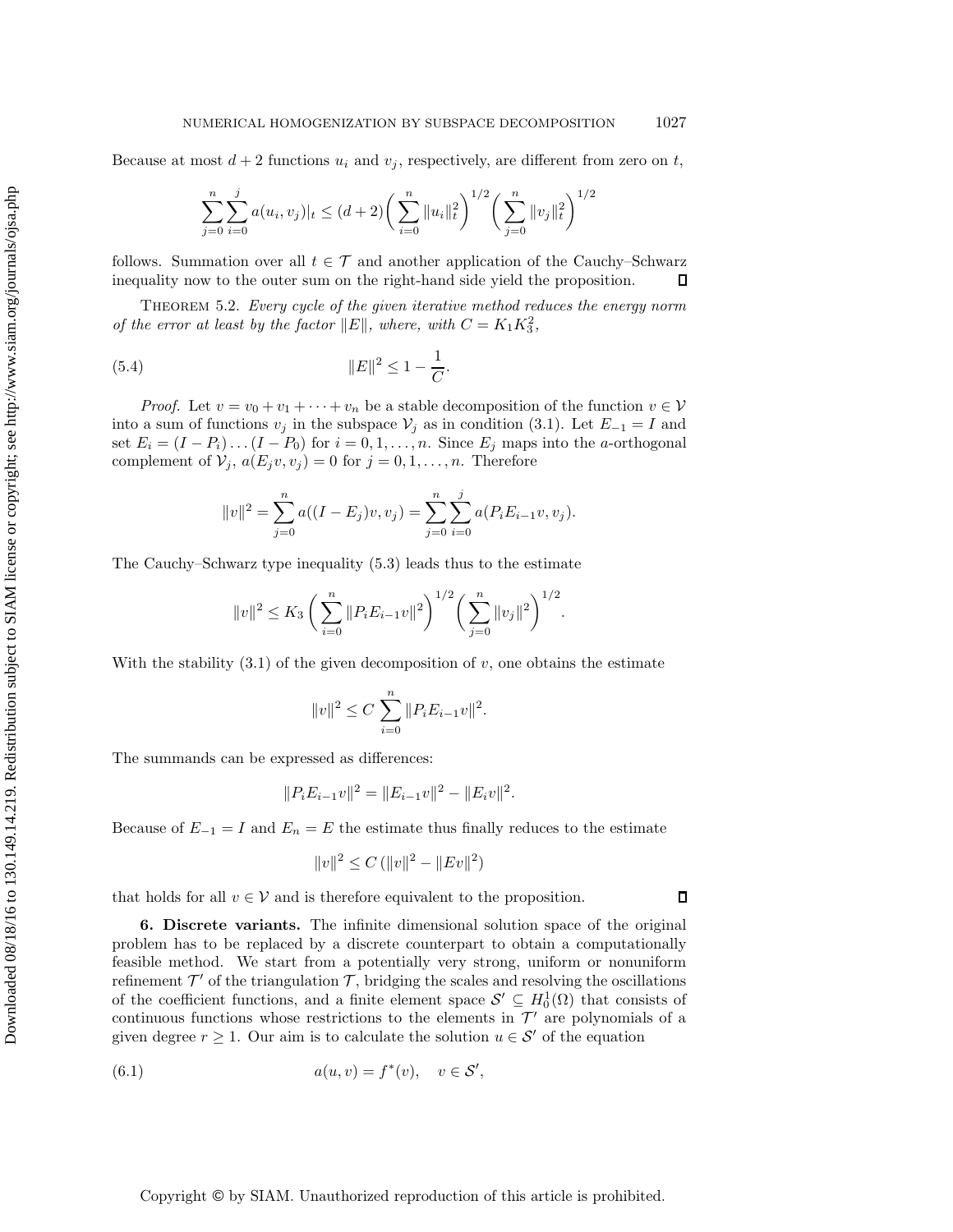Because at most $d+2$ functions $u_i$ and $v_j$, respectively, are different from zero on $t$,

$$\sum_{j=0}^{n}\sum_{i=0}^{j} a(u_i, v_j)|_t \leq (d+2)\bigg(\sum_{i=0}^{n}\|u_i\|_t^2\bigg)^{1/2}\bigg(\sum_{j=0}^{n}\|v_j\|_t^2\bigg)^{1/2}$$

follows. Summation over all $t \in \mathcal{T}$ and another application of the Cauchy–Schwarz inequality now to the outer sum on the right-hand side yield the proposition. $\square$

THEOREM 5.2. *Every cycle of the given iterative method reduces the energy norm of the error at least by the factor $\|E\|$, where, with $C = K_1 K_3^2$,*

$$\|E\|^2 \leq 1 - \frac{1}{C}. \tag{5.4}$$

*Proof.* Let $v = v_0 + v_1 + \cdots + v_n$ be a stable decomposition of the function $v \in \mathcal{V}$ into a sum of functions $v_j$ in the subspace $\mathcal{V}_j$ as in condition (3.1). Let $E_{-1} = I$ and set $E_i = (I - P_i)\ldots(I - P_0)$ for $i = 0, 1, \ldots, n$. Since $E_j$ maps into the $a$-orthogonal complement of $\mathcal{V}_j$, $a(E_j v, v_j) = 0$ for $j = 0, 1, \ldots, n$. Therefore

$$\|v\|^2 = \sum_{j=0}^{n} a((I - E_j)v, v_j) = \sum_{j=0}^{n}\sum_{i=0}^{j} a(P_i E_{i-1} v, v_j).$$

The Cauchy–Schwarz type inequality (5.3) leads thus to the estimate

$$\|v\|^2 \leq K_3 \bigg(\sum_{i=0}^{n}\|P_i E_{i-1} v\|^2\bigg)^{1/2}\bigg(\sum_{j=0}^{n}\|v_j\|^2\bigg)^{1/2}.$$

With the stability (3.1) of the given decomposition of $v$, one obtains the estimate

$$\|v\|^2 \leq C \sum_{i=0}^{n}\|P_i E_{i-1} v\|^2.$$

The summands can be expressed as differences:

$$\|P_i E_{i-1} v\|^2 = \|E_{i-1} v\|^2 - \|E_i v\|^2.$$

Because of $E_{-1} = I$ and $E_n = E$ the estimate thus finally reduces to the estimate

$$\|v\|^2 \leq C\,(\|v\|^2 - \|Ev\|^2)$$

that holds for all $v \in \mathcal{V}$ and is therefore equivalent to the proposition. $\square$

**6. Discrete variants.** The infinite dimensional solution space of the original problem has to be replaced by a discrete counterpart to obtain a computationally feasible method. We start from a potentially very strong, uniform or nonuniform refinement $\mathcal{T}'$ of the triangulation $\mathcal{T}$, bridging the scales and resolving the oscillations of the coefficient functions, and a finite element space $\mathcal{S}' \subseteq H_0^1(\Omega)$ that consists of continuous functions whose restrictions to the elements in $\mathcal{T}'$ are polynomials of a given degree $r \geq 1$. Our aim is to calculate the solution $u \in \mathcal{S}'$ of the equation

$$a(u, v) = f^*(v), \quad v \in \mathcal{S}', \tag{6.1}$$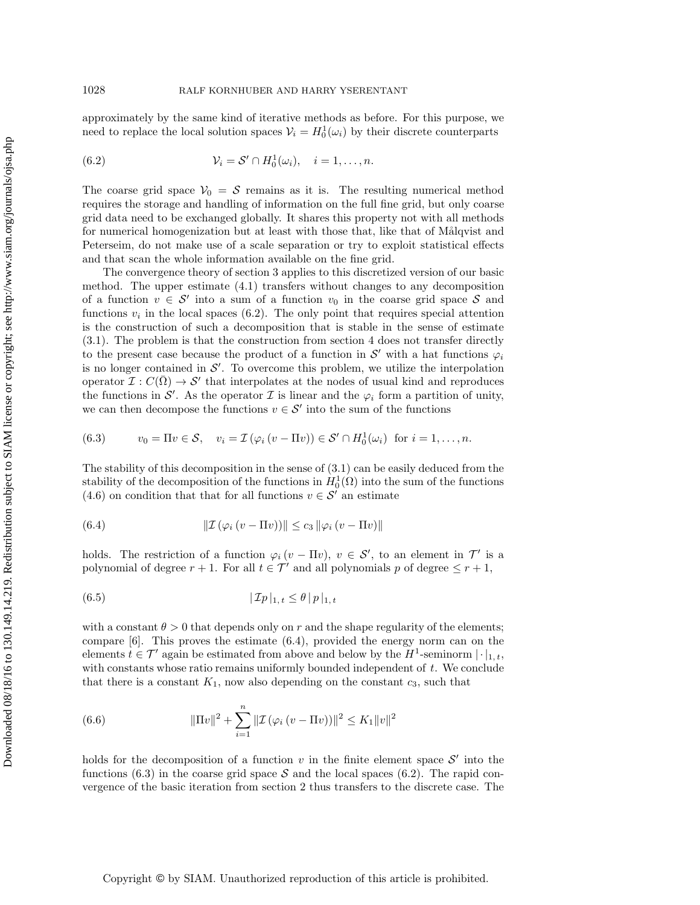approximately by the same kind of iterative methods as before. For this purpose, we need to replace the local solution spaces $\mathcal{V}_i = H_0^1(\omega_i)$ by their discrete counterparts

$$\mathcal{V}_i = \mathcal{S}' \cap H_0^1(\omega_i), \quad i = 1, \ldots, n. \tag{6.2}$$

The coarse grid space $\mathcal{V}_0 = \mathcal{S}$ remains as it is. The resulting numerical method requires the storage and handling of information on the full fine grid, but only coarse grid data need to be exchanged globally. It shares this property not with all methods for numerical homogenization but at least with those that, like that of Målqvist and Peterseim, do not make use of a scale separation or try to exploit statistical effects and that scan the whole information available on the fine grid.

The convergence theory of section 3 applies to this discretized version of our basic method. The upper estimate (4.1) transfers without changes to any decomposition of a function $v \in \mathcal{S}'$ into a sum of a function $v_0$ in the coarse grid space $\mathcal{S}$ and functions $v_i$ in the local spaces (6.2). The only point that requires special attention is the construction of such a decomposition that is stable in the sense of estimate (3.1). The problem is that the construction from section 4 does not transfer directly to the present case because the product of a function in $\mathcal{S}'$ with a hat functions $\varphi_i$ is no longer contained in $\mathcal{S}'$. To overcome this problem, we utilize the interpolation operator $\mathcal{I} : C(\bar{\Omega}) \to \mathcal{S}'$ that interpolates at the nodes of usual kind and reproduces the functions in $\mathcal{S}'$. As the operator $\mathcal{I}$ is linear and the $\varphi_i$ form a partition of unity, we can then decompose the functions $v \in \mathcal{S}'$ into the sum of the functions

$$v_0 = \Pi v \in \mathcal{S}, \quad v_i = \mathcal{I}\left(\varphi_i \left(v - \Pi v\right)\right) \in \mathcal{S}' \cap H_0^1(\omega_i) \ \text{ for } i = 1, \ldots, n. \tag{6.3}$$

The stability of this decomposition in the sense of (3.1) can be easily deduced from the stability of the decomposition of the functions in $H_0^1(\Omega)$ into the sum of the functions (4.6) on condition that that for all functions $v \in \mathcal{S}'$ an estimate

$$\|\mathcal{I}\left(\varphi_i \left(v - \Pi v\right)\right)\| \leq c_3 \, \|\varphi_i \left(v - \Pi v\right)\| \tag{6.4}$$

holds. The restriction of a function $\varphi_i \left(v - \Pi v\right)$, $v \in \mathcal{S}'$, to an element in $\mathcal{T}'$ is a polynomial of degree $r + 1$. For all $t \in \mathcal{T}'$ and all polynomials $p$ of degree $\leq r + 1$,

$$|\, \mathcal{I} p \,|_{1,\, t} \leq \theta \, |\, p \,|_{1,\, t} \tag{6.5}$$

with a constant $\theta > 0$ that depends only on $r$ and the shape regularity of the elements; compare [6]. This proves the estimate (6.4), provided the energy norm can on the elements $t \in \mathcal{T}'$ again be estimated from above and below by the $H^1$-seminorm $|\cdot|_{1,\, t}$, with constants whose ratio remains uniformly bounded independent of $t$. We conclude that there is a constant $K_1$, now also depending on the constant $c_3$, such that

$$\|\Pi v\|^2 + \sum_{i=1}^{n} \|\mathcal{I}\left(\varphi_i \left(v - \Pi v\right)\right)\|^2 \leq K_1 \|v\|^2 \tag{6.6}$$

holds for the decomposition of a function $v$ in the finite element space $\mathcal{S}'$ into the functions (6.3) in the coarse grid space $\mathcal{S}$ and the local spaces (6.2). The rapid convergence of the basic iteration from section 2 thus transfers to the discrete case. The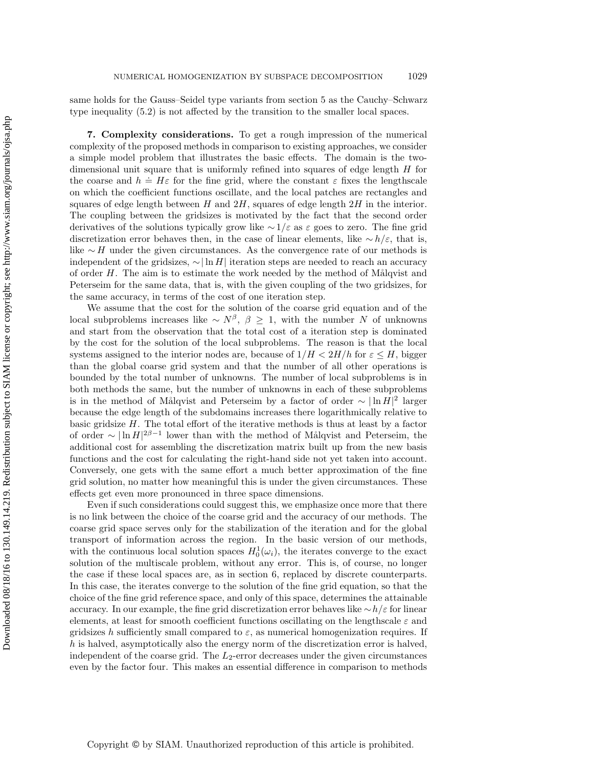same holds for the Gauss–Seidel type variants from section 5 as the Cauchy–Schwarz type inequality (5.2) is not affected by the transition to the smaller local spaces.

**7. Complexity considerations.** To get a rough impression of the numerical complexity of the proposed methods in comparison to existing approaches, we consider a simple model problem that illustrates the basic effects. The domain is the two-dimensional unit square that is uniformly refined into squares of edge length $H$ for the coarse and $h \doteq H\varepsilon$ for the fine grid, where the constant $\varepsilon$ fixes the lengthscale on which the coefficient functions oscillate, and the local patches are rectangles and squares of edge length between $H$ and $2H$, squares of edge length $2H$ in the interior. The coupling between the gridsizes is motivated by the fact that the second order derivatives of the solutions typically grow like $\sim 1/\varepsilon$ as $\varepsilon$ goes to zero. The fine grid discretization error behaves then, in the case of linear elements, like $\sim h/\varepsilon$, that is, like $\sim H$ under the given circumstances. As the convergence rate of our methods is independent of the gridsizes, $\sim |\ln H|$ iteration steps are needed to reach an accuracy of order $H$. The aim is to estimate the work needed by the method of Målqvist and Peterseim for the same data, that is, with the given coupling of the two gridsizes, for the same accuracy, in terms of the cost of one iteration step.

We assume that the cost for the solution of the coarse grid equation and of the local subproblems increases like $\sim N^\beta$, $\beta \geq 1$, with the number $N$ of unknowns and start from the observation that the total cost of a iteration step is dominated by the cost for the solution of the local subproblems. The reason is that the local systems assigned to the interior nodes are, because of $1/H < 2H/h$ for $\varepsilon \leq H$, bigger than the global coarse grid system and that the number of all other operations is bounded by the total number of unknowns. The number of local subproblems is in both methods the same, but the number of unknowns in each of these subproblems is in the method of Målqvist and Peterseim by a factor of order $\sim |\ln H|^2$ larger because the edge length of the subdomains increases there logarithmically relative to basic gridsize $H$. The total effort of the iterative methods is thus at least by a factor of order $\sim |\ln H|^{2\beta-1}$ lower than with the method of Målqvist and Peterseim, the additional cost for assembling the discretization matrix built up from the new basis functions and the cost for calculating the right-hand side not yet taken into account. Conversely, one gets with the same effort a much better approximation of the fine grid solution, no matter how meaningful this is under the given circumstances. These effects get even more pronounced in three space dimensions.

Even if such considerations could suggest this, we emphasize once more that there is no link between the choice of the coarse grid and the accuracy of our methods. The coarse grid space serves only for the stabilization of the iteration and for the global transport of information across the region. In the basic version of our methods, with the continuous local solution spaces $H_0^1(\omega_i)$, the iterates converge to the exact solution of the multiscale problem, without any error. This is, of course, no longer the case if these local spaces are, as in section 6, replaced by discrete counterparts. In this case, the iterates converge to the solution of the fine grid equation, so that the choice of the fine grid reference space, and only of this space, determines the attainable accuracy. In our example, the fine grid discretization error behaves like $\sim h/\varepsilon$ for linear elements, at least for smooth coefficient functions oscillating on the lengthscale $\varepsilon$ and gridsizes $h$ sufficiently small compared to $\varepsilon$, as numerical homogenization requires. If $h$ is halved, asymptotically also the energy norm of the discretization error is halved, independent of the coarse grid. The $L_2$-error decreases under the given circumstances even by the factor four. This makes an essential difference in comparison to methods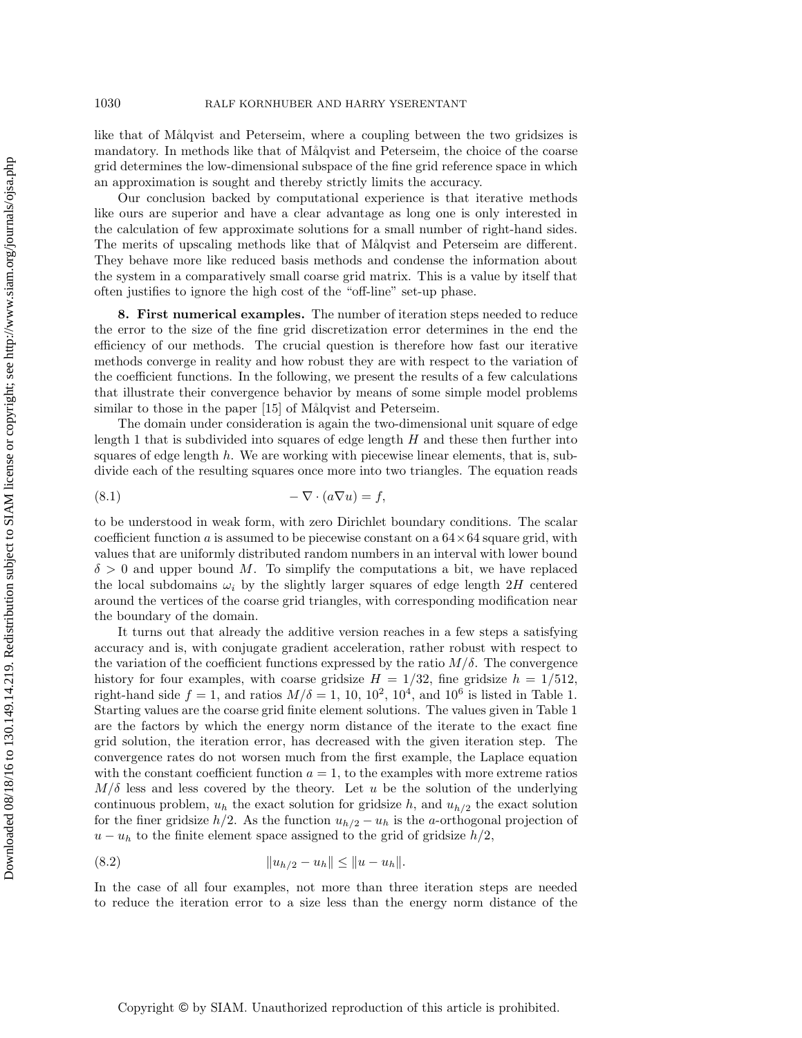like that of Målqvist and Peterseim, where a coupling between the two gridsizes is mandatory. In methods like that of Målqvist and Peterseim, the choice of the coarse grid determines the low-dimensional subspace of the fine grid reference space in which an approximation is sought and thereby strictly limits the accuracy.

Our conclusion backed by computational experience is that iterative methods like ours are superior and have a clear advantage as long one is only interested in the calculation of few approximate solutions for a small number of right-hand sides. The merits of upscaling methods like that of Målqvist and Peterseim are different. They behave more like reduced basis methods and condense the information about the system in a comparatively small coarse grid matrix. This is a value by itself that often justifies to ignore the high cost of the "off-line" set-up phase.

**8. First numerical examples.** The number of iteration steps needed to reduce the error to the size of the fine grid discretization error determines in the end the efficiency of our methods. The crucial question is therefore how fast our iterative methods converge in reality and how robust they are with respect to the variation of the coefficient functions. In the following, we present the results of a few calculations that illustrate their convergence behavior by means of some simple model problems similar to those in the paper [15] of Målqvist and Peterseim.

The domain under consideration is again the two-dimensional unit square of edge length 1 that is subdivided into squares of edge length $H$ and these then further into squares of edge length $h$. We are working with piecewise linear elements, that is, subdivide each of the resulting squares once more into two triangles. The equation reads

$$-\nabla\cdot(a\nabla u) = f, \tag{8.1}$$

to be understood in weak form, with zero Dirichlet boundary conditions. The scalar coefficient function $a$ is assumed to be piecewise constant on a $64\times 64$ square grid, with values that are uniformly distributed random numbers in an interval with lower bound $\delta > 0$ and upper bound $M$. To simplify the computations a bit, we have replaced the local subdomains $\omega_i$ by the slightly larger squares of edge length $2H$ centered around the vertices of the coarse grid triangles, with corresponding modification near the boundary of the domain.

It turns out that already the additive version reaches in a few steps a satisfying accuracy and is, with conjugate gradient acceleration, rather robust with respect to the variation of the coefficient functions expressed by the ratio $M/\delta$. The convergence history for four examples, with coarse gridsize $H = 1/32$, fine gridsize $h = 1/512$, right-hand side $f = 1$, and ratios $M/\delta = 1$, $10$, $10^2$, $10^4$, and $10^6$ is listed in Table 1. Starting values are the coarse grid finite element solutions. The values given in Table 1 are the factors by which the energy norm distance of the iterate to the exact fine grid solution, the iteration error, has decreased with the given iteration step. The convergence rates do not worsen much from the first example, the Laplace equation with the constant coefficient function $a = 1$, to the examples with more extreme ratios $M/\delta$ less and less covered by the theory. Let $u$ be the solution of the underlying continuous problem, $u_h$ the exact solution for gridsize $h$, and $u_{h/2}$ the exact solution for the finer gridsize $h/2$. As the function $u_{h/2} - u_h$ is the $a$-orthogonal projection of $u - u_h$ to the finite element space assigned to the grid of gridsize $h/2$,

$$\|u_{h/2} - u_h\| \leq \|u - u_h\|. \tag{8.2}$$

In the case of all four examples, not more than three iteration steps are needed to reduce the iteration error to a size less than the energy norm distance of the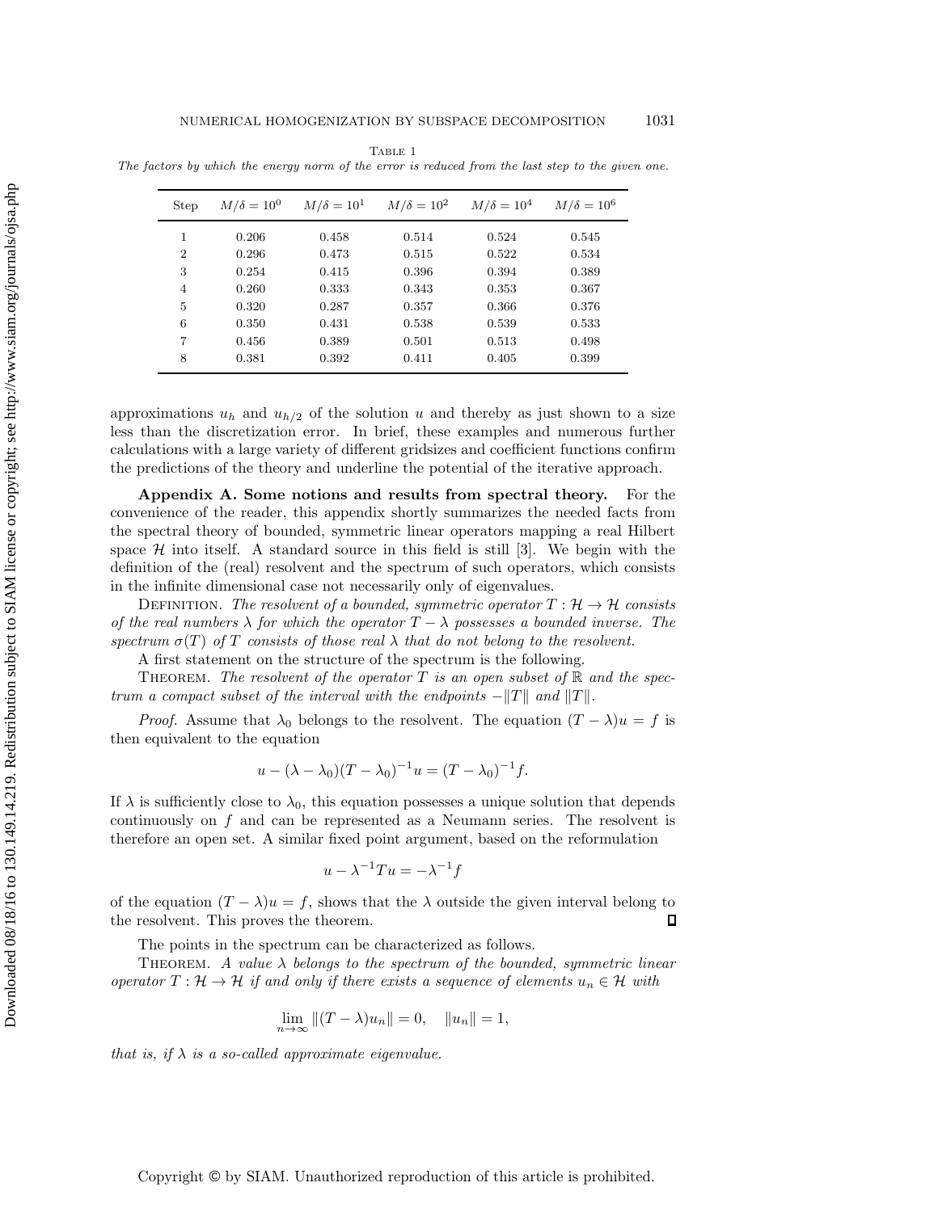Table 1
*The factors by which the energy norm of the error is reduced from the last step to the given one.*

| Step | $M/\delta = 10^0$ | $M/\delta = 10^1$ | $M/\delta = 10^2$ | $M/\delta = 10^4$ | $M/\delta = 10^6$ |
|---|---|---|---|---|---|
| 1 | 0.206 | 0.458 | 0.514 | 0.524 | 0.545 |
| 2 | 0.296 | 0.473 | 0.515 | 0.522 | 0.534 |
| 3 | 0.254 | 0.415 | 0.396 | 0.394 | 0.389 |
| 4 | 0.260 | 0.333 | 0.343 | 0.353 | 0.367 |
| 5 | 0.320 | 0.287 | 0.357 | 0.366 | 0.376 |
| 6 | 0.350 | 0.431 | 0.538 | 0.539 | 0.533 |
| 7 | 0.456 | 0.389 | 0.501 | 0.513 | 0.498 |
| 8 | 0.381 | 0.392 | 0.411 | 0.405 | 0.399 |

approximations $u_h$ and $u_{h/2}$ of the solution $u$ and thereby as just shown to a size less than the discretization error. In brief, these examples and numerous further calculations with a large variety of different gridsizes and coefficient functions confirm the predictions of the theory and underline the potential of the iterative approach.

**Appendix A. Some notions and results from spectral theory.** For the convenience of the reader, this appendix shortly summarizes the needed facts from the spectral theory of bounded, symmetric linear operators mapping a real Hilbert space $\mathcal{H}$ into itself. A standard source in this field is still [3]. We begin with the definition of the (real) resolvent and the spectrum of such operators, which consists in the infinite dimensional case not necessarily only of eigenvalues.

Definition. *The resolvent of a bounded, symmetric operator $T : \mathcal{H} \to \mathcal{H}$ consists of the real numbers $\lambda$ for which the operator $T - \lambda$ possesses a bounded inverse. The spectrum $\sigma(T)$ of $T$ consists of those real $\lambda$ that do not belong to the resolvent.*

A first statement on the structure of the spectrum is the following.

Theorem. *The resolvent of the operator $T$ is an open subset of $\mathbb{R}$ and the spectrum a compact subset of the interval with the endpoints $-\|T\|$ and $\|T\|$.*

*Proof.* Assume that $\lambda_0$ belongs to the resolvent. The equation $(T - \lambda)u = f$ is then equivalent to the equation

$$u - (\lambda - \lambda_0)(T - \lambda_0)^{-1}u = (T - \lambda_0)^{-1}f.$$

If $\lambda$ is sufficiently close to $\lambda_0$, this equation possesses a unique solution that depends continuously on $f$ and can be represented as a Neumann series. The resolvent is therefore an open set. A similar fixed point argument, based on the reformulation

$$u - \lambda^{-1}Tu = -\lambda^{-1}f$$

of the equation $(T - \lambda)u = f$, shows that the $\lambda$ outside the given interval belong to the resolvent. This proves the theorem. ∎

The points in the spectrum can be characterized as follows.

Theorem. *A value $\lambda$ belongs to the spectrum of the bounded, symmetric linear operator $T : \mathcal{H} \to \mathcal{H}$ if and only if there exists a sequence of elements $u_n \in \mathcal{H}$ with*

$$\lim_{n\to\infty} \|(T - \lambda)u_n\| = 0, \quad \|u_n\| = 1,$$

*that is, if $\lambda$ is a so-called approximate eigenvalue.*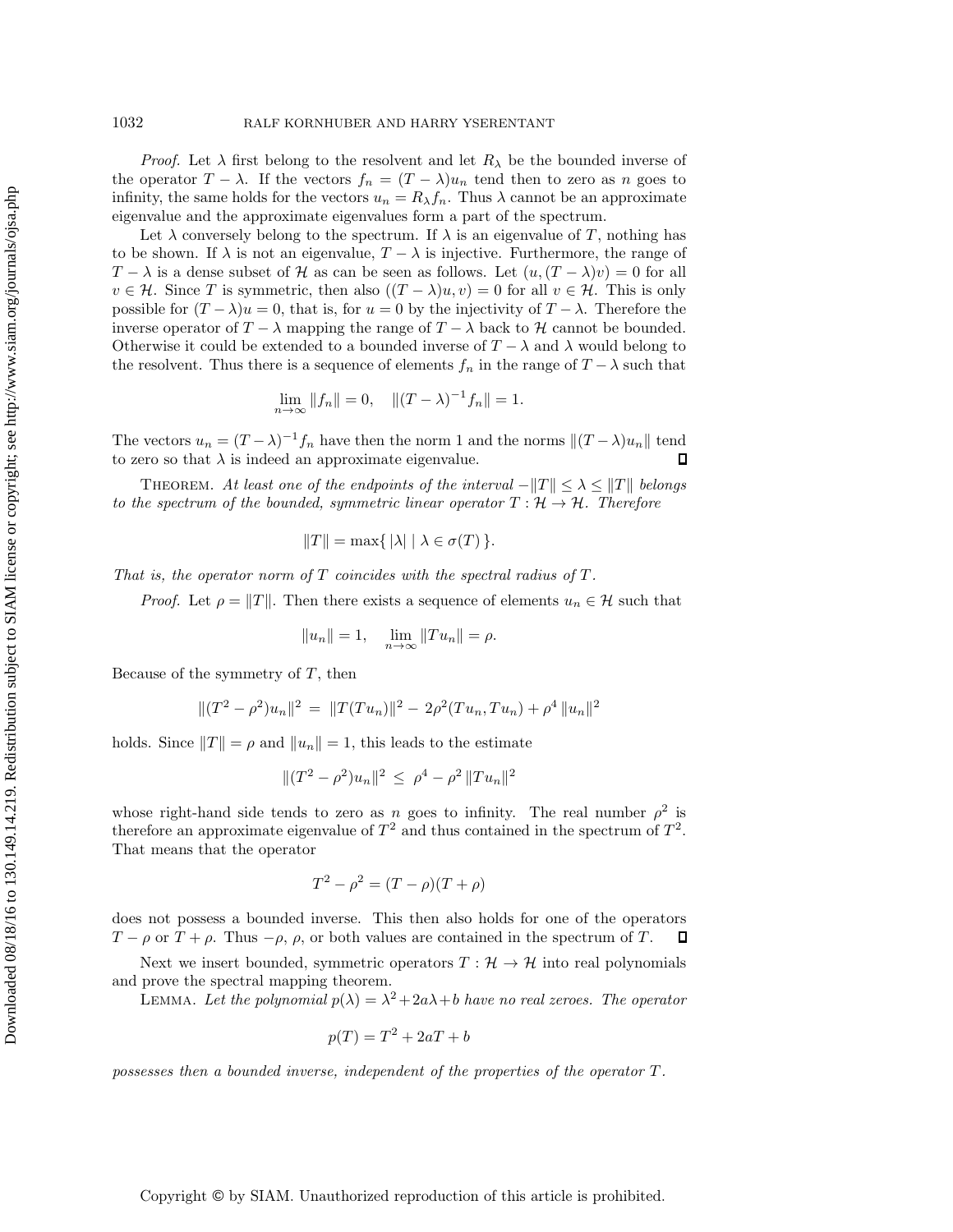*Proof.* Let $\lambda$ first belong to the resolvent and let $R_\lambda$ be the bounded inverse of the operator $T - \lambda$. If the vectors $f_n = (T - \lambda)u_n$ tend then to zero as $n$ goes to infinity, the same holds for the vectors $u_n = R_\lambda f_n$. Thus $\lambda$ cannot be an approximate eigenvalue and the approximate eigenvalues form a part of the spectrum.

Let $\lambda$ conversely belong to the spectrum. If $\lambda$ is an eigenvalue of $T$, nothing has to be shown. If $\lambda$ is not an eigenvalue, $T - \lambda$ is injective. Furthermore, the range of $T - \lambda$ is a dense subset of $\mathcal{H}$ as can be seen as follows. Let $(u, (T - \lambda)v) = 0$ for all $v \in \mathcal{H}$. Since $T$ is symmetric, then also $((T - \lambda)u, v) = 0$ for all $v \in \mathcal{H}$. This is only possible for $(T - \lambda)u = 0$, that is, for $u = 0$ by the injectivity of $T - \lambda$. Therefore the inverse operator of $T - \lambda$ mapping the range of $T - \lambda$ back to $\mathcal{H}$ cannot be bounded. Otherwise it could be extended to a bounded inverse of $T - \lambda$ and $\lambda$ would belong to the resolvent. Thus there is a sequence of elements $f_n$ in the range of $T - \lambda$ such that

$$\lim_{n\to\infty} \|f_n\| = 0, \quad \|(T - \lambda)^{-1} f_n\| = 1.$$

The vectors $u_n = (T - \lambda)^{-1} f_n$ have then the norm 1 and the norms $\|(T - \lambda)u_n\|$ tend to zero so that $\lambda$ is indeed an approximate eigenvalue. ∎

THEOREM. *At least one of the endpoints of the interval $-\|T\| \leq \lambda \leq \|T\|$ belongs to the spectrum of the bounded, symmetric linear operator $T : \mathcal{H} \to \mathcal{H}$. Therefore*

$$\|T\| = \max\{\, |\lambda| \mid \lambda \in \sigma(T)\,\}.$$

*That is, the operator norm of $T$ coincides with the spectral radius of $T$.*

*Proof.* Let $\rho = \|T\|$. Then there exists a sequence of elements $u_n \in \mathcal{H}$ such that

$$\|u_n\| = 1, \quad \lim_{n\to\infty} \|Tu_n\| = \rho.$$

Because of the symmetry of $T$, then

$$\|(T^2 - \rho^2)u_n\|^2 = \|T(Tu_n)\|^2 - 2\rho^2(Tu_n, Tu_n) + \rho^4 \|u_n\|^2$$

holds. Since $\|T\| = \rho$ and $\|u_n\| = 1$, this leads to the estimate

$$\|(T^2 - \rho^2)u_n\|^2 \leq \rho^4 - \rho^2 \|Tu_n\|^2$$

whose right-hand side tends to zero as $n$ goes to infinity. The real number $\rho^2$ is therefore an approximate eigenvalue of $T^2$ and thus contained in the spectrum of $T^2$. That means that the operator

$$T^2 - \rho^2 = (T - \rho)(T + \rho)$$

does not possess a bounded inverse. This then also holds for one of the operators $T - \rho$ or $T + \rho$. Thus $-\rho$, $\rho$, or both values are contained in the spectrum of $T$. ∎

Next we insert bounded, symmetric operators $T : \mathcal{H} \to \mathcal{H}$ into real polynomials and prove the spectral mapping theorem.

LEMMA. *Let the polynomial $p(\lambda) = \lambda^2 + 2a\lambda + b$ have no real zeroes. The operator*

$$p(T) = T^2 + 2aT + b$$

*possesses then a bounded inverse, independent of the properties of the operator $T$.*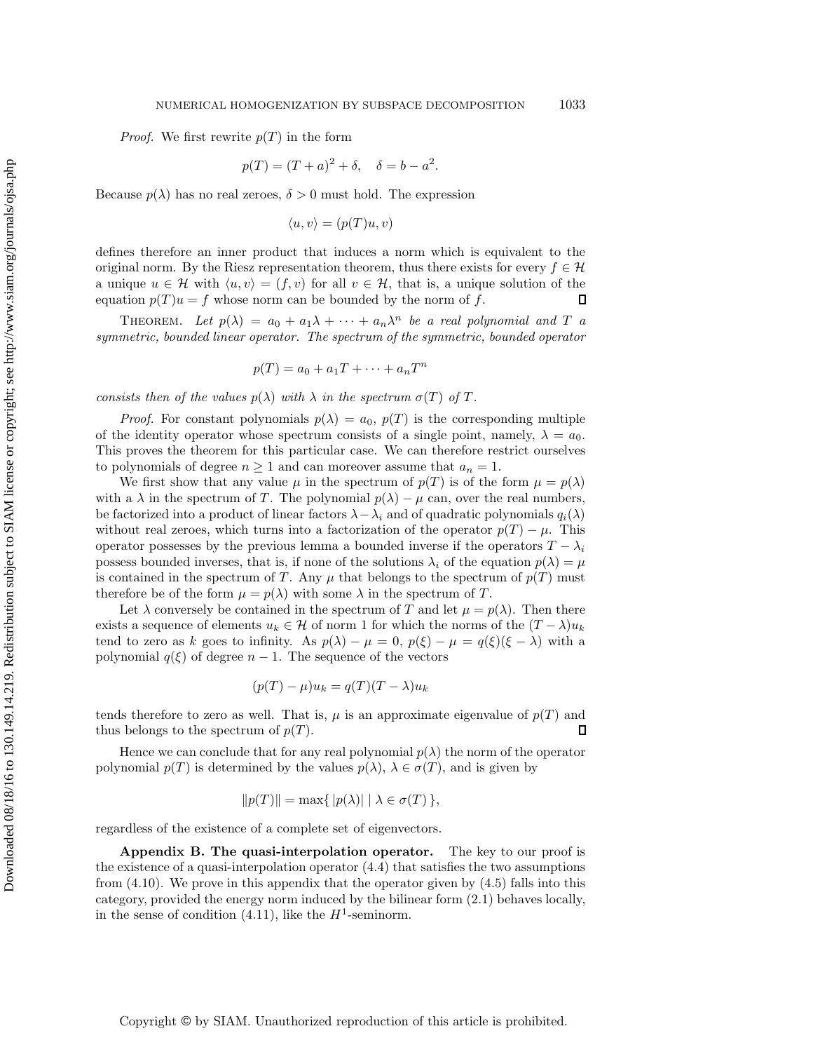*Proof.* We first rewrite $p(T)$ in the form

$$p(T) = (T + a)^2 + \delta, \quad \delta = b - a^2.$$

Because $p(\lambda)$ has no real zeroes, $\delta > 0$ must hold. The expression

$$\langle u, v \rangle = (p(T)u, v)$$

defines therefore an inner product that induces a norm which is equivalent to the original norm. By the Riesz representation theorem, thus there exists for every $f \in \mathcal{H}$ a unique $u \in \mathcal{H}$ with $\langle u, v \rangle = (f, v)$ for all $v \in \mathcal{H}$, that is, a unique solution of the equation $p(T)u = f$ whose norm can be bounded by the norm of $f$. ∎

THEOREM. *Let $p(\lambda) = a_0 + a_1\lambda + \cdots + a_n\lambda^n$ be a real polynomial and $T$ a symmetric, bounded linear operator. The spectrum of the symmetric, bounded operator*

$$p(T) = a_0 + a_1T + \cdots + a_nT^n$$

*consists then of the values $p(\lambda)$ with $\lambda$ in the spectrum $\sigma(T)$ of $T$.*

*Proof.* For constant polynomials $p(\lambda) = a_0$, $p(T)$ is the corresponding multiple of the identity operator whose spectrum consists of a single point, namely, $\lambda = a_0$. This proves the theorem for this particular case. We can therefore restrict ourselves to polynomials of degree $n \geq 1$ and can moreover assume that $a_n = 1$.

We first show that any value $\mu$ in the spectrum of $p(T)$ is of the form $\mu = p(\lambda)$ with a $\lambda$ in the spectrum of $T$. The polynomial $p(\lambda) - \mu$ can, over the real numbers, be factorized into a product of linear factors $\lambda - \lambda_i$ and of quadratic polynomials $q_i(\lambda)$ without real zeroes, which turns into a factorization of the operator $p(T) - \mu$. This operator possesses by the previous lemma a bounded inverse if the operators $T - \lambda_i$ possess bounded inverses, that is, if none of the solutions $\lambda_i$ of the equation $p(\lambda) = \mu$ is contained in the spectrum of $T$. Any $\mu$ that belongs to the spectrum of $p(T)$ must therefore be of the form $\mu = p(\lambda)$ with some $\lambda$ in the spectrum of $T$.

Let $\lambda$ conversely be contained in the spectrum of $T$ and let $\mu = p(\lambda)$. Then there exists a sequence of elements $u_k \in \mathcal{H}$ of norm 1 for which the norms of the $(T - \lambda)u_k$ tend to zero as $k$ goes to infinity. As $p(\lambda) - \mu = 0$, $p(\xi) - \mu = q(\xi)(\xi - \lambda)$ with a polynomial $q(\xi)$ of degree $n - 1$. The sequence of the vectors

$$(p(T) - \mu)u_k = q(T)(T - \lambda)u_k$$

tends therefore to zero as well. That is, $\mu$ is an approximate eigenvalue of $p(T)$ and thus belongs to the spectrum of $p(T)$. ∎

Hence we can conclude that for any real polynomial $p(\lambda)$ the norm of the operator polynomial $p(T)$ is determined by the values $p(\lambda)$, $\lambda \in \sigma(T)$, and is given by

$$\|p(T)\| = \max\{\, |p(\lambda)| \mid \lambda \in \sigma(T)\,\},$$

regardless of the existence of a complete set of eigenvectors.

**Appendix B. The quasi-interpolation operator.** The key to our proof is the existence of a quasi-interpolation operator (4.4) that satisfies the two assumptions from (4.10). We prove in this appendix that the operator given by (4.5) falls into this category, provided the energy norm induced by the bilinear form (2.1) behaves locally, in the sense of condition (4.11), like the $H^1$-seminorm.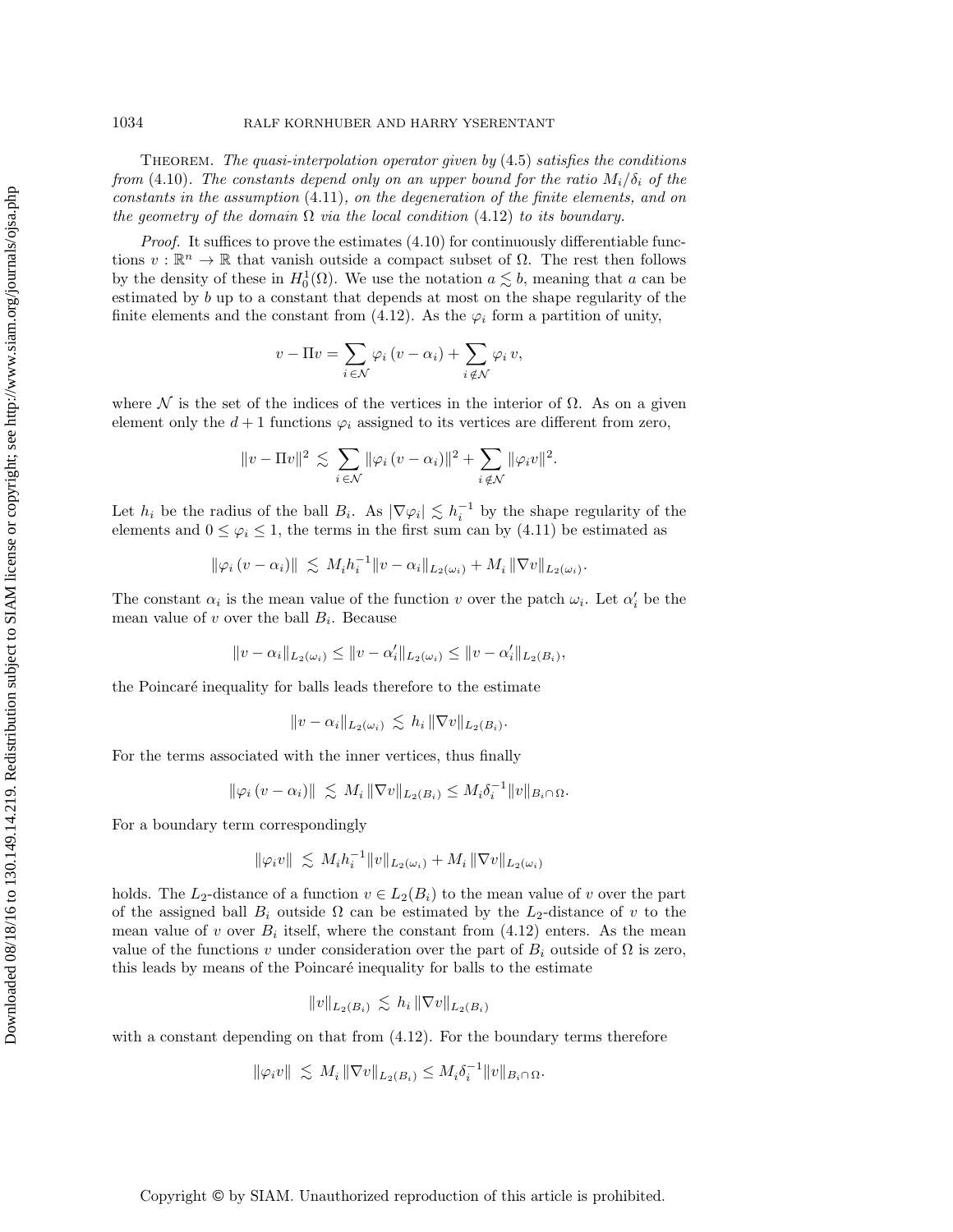THEOREM. *The quasi-interpolation operator given by* (4.5) *satisfies the conditions from* (4.10)*. The constants depend only on an upper bound for the ratio $M_i/\delta_i$ of the constants in the assumption* (4.11)*, on the degeneration of the finite elements, and on the geometry of the domain $\Omega$ via the local condition* (4.12) *to its boundary.*

*Proof*. It suffices to prove the estimates (4.10) for continuously differentiable functions $v : \mathbb{R}^n \to \mathbb{R}$ that vanish outside a compact subset of $\Omega$. The rest then follows by the density of these in $H_0^1(\Omega)$. We use the notation $a \lesssim b$, meaning that $a$ can be estimated by $b$ up to a constant that depends at most on the shape regularity of the finite elements and the constant from (4.12). As the $\varphi_i$ form a partition of unity,

$$v - \Pi v = \sum_{i \in \mathcal{N}} \varphi_i \,(v - \alpha_i) + \sum_{i \notin \mathcal{N}} \varphi_i \, v,$$

where $\mathcal{N}$ is the set of the indices of the vertices in the interior of $\Omega$. As on a given element only the $d+1$ functions $\varphi_i$ assigned to its vertices are different from zero,

$$\|v - \Pi v\|^2 \lesssim \sum_{i \in \mathcal{N}} \|\varphi_i \,(v - \alpha_i)\|^2 + \sum_{i \notin \mathcal{N}} \|\varphi_i v\|^2.$$

Let $h_i$ be the radius of the ball $B_i$. As $|\nabla \varphi_i| \lesssim h_i^{-1}$ by the shape regularity of the elements and $0 \leq \varphi_i \leq 1$, the terms in the first sum can by (4.11) be estimated as

$$\|\varphi_i \,(v - \alpha_i)\| \lesssim M_i h_i^{-1} \|v - \alpha_i\|_{L_2(\omega_i)} + M_i \,\|\nabla v\|_{L_2(\omega_i)}.$$

The constant $\alpha_i$ is the mean value of the function $v$ over the patch $\omega_i$. Let $\alpha_i'$ be the mean value of $v$ over the ball $B_i$. Because

$$\|v - \alpha_i\|_{L_2(\omega_i)} \leq \|v - \alpha_i'\|_{L_2(\omega_i)} \leq \|v - \alpha_i'\|_{L_2(B_i)},$$

the Poincaré inequality for balls leads therefore to the estimate

$$\|v - \alpha_i\|_{L_2(\omega_i)} \lesssim h_i \,\|\nabla v\|_{L_2(B_i)}.$$

For the terms associated with the inner vertices, thus finally

$$\|\varphi_i \,(v - \alpha_i)\| \lesssim M_i \,\|\nabla v\|_{L_2(B_i)} \leq M_i \delta_i^{-1} \|v\|_{B_i \cap \Omega}.$$

For a boundary term correspondingly

$$\|\varphi_i v\| \lesssim M_i h_i^{-1} \|v\|_{L_2(\omega_i)} + M_i \,\|\nabla v\|_{L_2(\omega_i)}$$

holds. The $L_2$-distance of a function $v \in L_2(B_i)$ to the mean value of $v$ over the part of the assigned ball $B_i$ outside $\Omega$ can be estimated by the $L_2$-distance of $v$ to the mean value of $v$ over $B_i$ itself, where the constant from (4.12) enters. As the mean value of the functions $v$ under consideration over the part of $B_i$ outside of $\Omega$ is zero, this leads by means of the Poincaré inequality for balls to the estimate

$$\|v\|_{L_2(B_i)} \lesssim h_i \,\|\nabla v\|_{L_2(B_i)}$$

with a constant depending on that from (4.12). For the boundary terms therefore

$$\|\varphi_i v\| \lesssim M_i \,\|\nabla v\|_{L_2(B_i)} \leq M_i \delta_i^{-1} \|v\|_{B_i \cap \Omega}.$$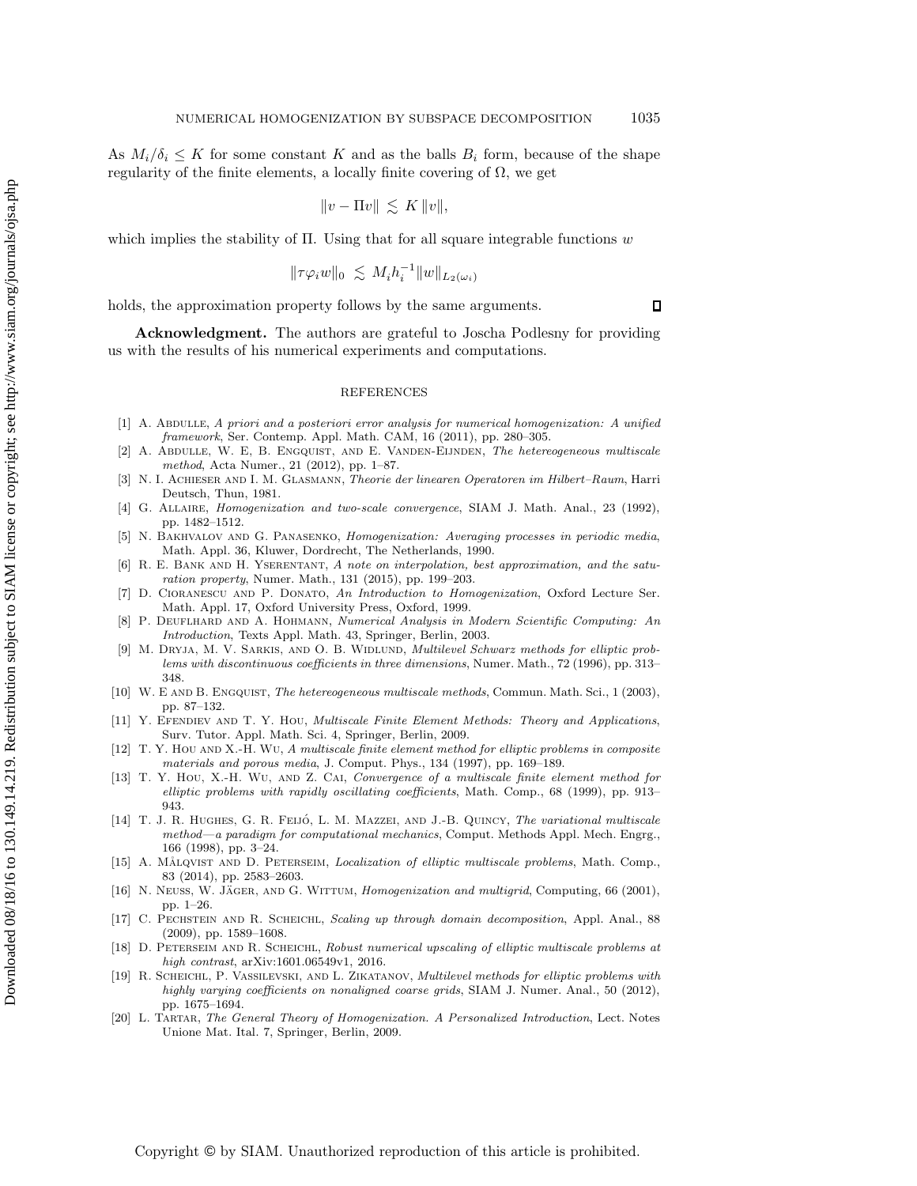As $M_i/\delta_i \le K$ for some constant $K$ and as the balls $B_i$ form, because of the shape regularity of the finite elements, a locally finite covering of $\Omega$, we get

$$\|v - \Pi v\| \lesssim K\,\|v\|,$$

which implies the stability of $\Pi$. Using that for all square integrable functions $w$

$$\|\tau \varphi_i w\|_0 \lesssim M_i h_i^{-1} \|w\|_{L_2(\omega_i)}$$

holds, the approximation property follows by the same arguments. ∎

**Acknowledgment.** The authors are grateful to Joscha Podlesny for providing us with the results of his numerical experiments and computations.

## REFERENCES

[1] A. Abdulle, *A priori and a posteriori error analysis for numerical homogenization: A unified framework*, Ser. Contemp. Appl. Math. CAM, 16 (2011), pp. 280–305.

[2] A. Abdulle, W. E, B. Engquist, and E. Vanden-Eijnden, *The hetereogeneous multiscale method*, Acta Numer., 21 (2012), pp. 1–87.

[3] N. I. Achieser and I. M. Glasmann, *Theorie der linearen Operatoren im Hilbert–Raum*, Harri Deutsch, Thun, 1981.

[4] G. Allaire, *Homogenization and two-scale convergence*, SIAM J. Math. Anal., 23 (1992), pp. 1482–1512.

[5] N. Bakhvalov and G. Panasenko, *Homogenization: Averaging processes in periodic media*, Math. Appl. 36, Kluwer, Dordrecht, The Netherlands, 1990.

[6] R. E. Bank and H. Yserentant, *A note on interpolation, best approximation, and the saturation property*, Numer. Math., 131 (2015), pp. 199–203.

[7] D. Cioranescu and P. Donato, *An Introduction to Homogenization*, Oxford Lecture Ser. Math. Appl. 17, Oxford University Press, Oxford, 1999.

[8] P. Deuflhard and A. Hohmann, *Numerical Analysis in Modern Scientific Computing: An Introduction*, Texts Appl. Math. 43, Springer, Berlin, 2003.

[9] M. Dryja, M. V. Sarkis, and O. B. Widlund, *Multilevel Schwarz methods for elliptic problems with discontinuous coefficients in three dimensions*, Numer. Math., 72 (1996), pp. 313–348.

[10] W. E and B. Engquist, *The hetereogeneous multiscale methods*, Commun. Math. Sci., 1 (2003), pp. 87–132.

[11] Y. Efendiev and T. Y. Hou, *Multiscale Finite Element Methods: Theory and Applications*, Surv. Tutor. Appl. Math. Sci. 4, Springer, Berlin, 2009.

[12] T. Y. Hou and X.-H. Wu, *A multiscale finite element method for elliptic problems in composite materials and porous media*, J. Comput. Phys., 134 (1997), pp. 169–189.

[13] T. Y. Hou, X.-H. Wu, and Z. Cai, *Convergence of a multiscale finite element method for elliptic problems with rapidly oscillating coefficients*, Math. Comp., 68 (1999), pp. 913–943.

[14] T. J. R. Hughes, G. R. Feijó, L. M. Mazzei, and J.-B. Quincy, *The variational multiscale method—a paradigm for computational mechanics*, Comput. Methods Appl. Mech. Engrg., 166 (1998), pp. 3–24.

[15] A. Målqvist and D. Peterseim, *Localization of elliptic multiscale problems*, Math. Comp., 83 (2014), pp. 2583–2603.

[16] N. Neuss, W. Jäger, and G. Wittum, *Homogenization and multigrid*, Computing, 66 (2001), pp. 1–26.

[17] C. Pechstein and R. Scheichl, *Scaling up through domain decomposition*, Appl. Anal., 88 (2009), pp. 1589–1608.

[18] D. Peterseim and R. Scheichl, *Robust numerical upscaling of elliptic multiscale problems at high contrast*, arXiv:1601.06549v1, 2016.

[19] R. Scheichl, P. Vassilevski, and L. Zikatanov, *Multilevel methods for elliptic problems with highly varying coefficients on nonaligned coarse grids*, SIAM J. Numer. Anal., 50 (2012), pp. 1675–1694.

[20] L. Tartar, *The General Theory of Homogenization. A Personalized Introduction*, Lect. Notes Unione Mat. Ital. 7, Springer, Berlin, 2009.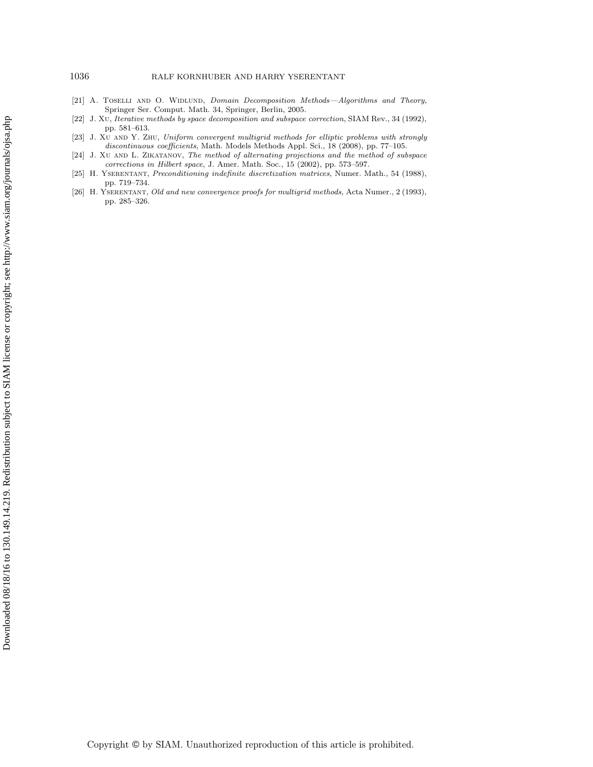[21] A. Toselli and O. Widlund, *Domain Decomposition Methods—Algorithms and Theory*, Springer Ser. Comput. Math. 34, Springer, Berlin, 2005.

[22] J. Xu, *Iterative methods by space decomposition and subspace correction*, SIAM Rev., 34 (1992), pp. 581–613.

[23] J. Xu and Y. Zhu, *Uniform convergent multigrid methods for elliptic problems with strongly discontinuous coefficients*, Math. Models Methods Appl. Sci., 18 (2008), pp. 77–105.

[24] J. Xu and L. Zikatanov, *The method of alternating projections and the method of subspace corrections in Hilbert space*, J. Amer. Math. Soc., 15 (2002), pp. 573–597.

[25] H. Yserentant, *Preconditioning indefinite discretization matrices*, Numer. Math., 54 (1988), pp. 719–734.

[26] H. Yserentant, *Old and new convergence proofs for multigrid methods*, Acta Numer., 2 (1993), pp. 285–326.